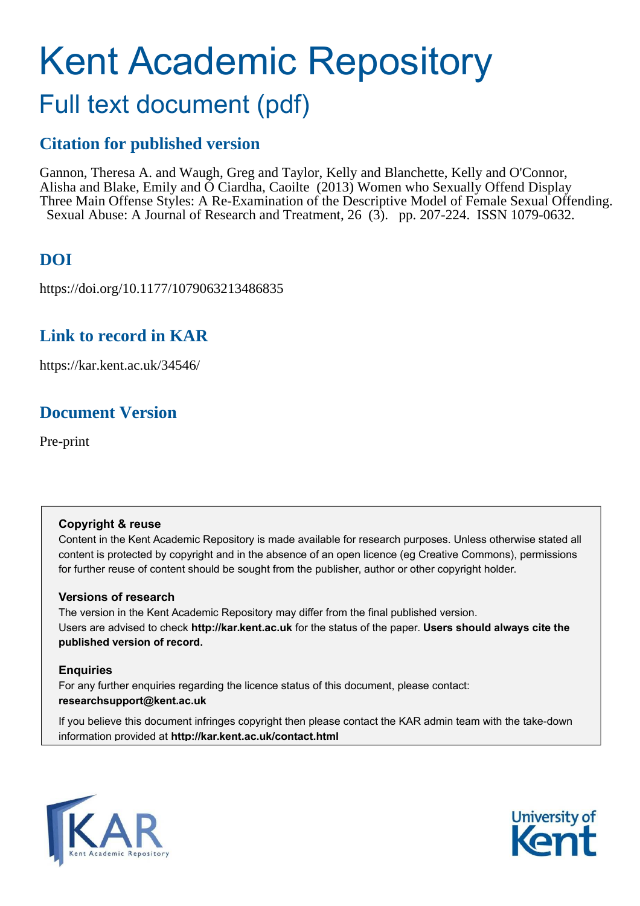# Kent Academic Repository

## Full text document (pdf)

### Citation for published version

Gannon, Theresa A. and Waugh, Greg and Taylor, Kelly and Blanchette, Kelly and O'Connor, Alisha and Blake, Emily and Ó Ciardha, Caoilte (2013) Women who Sexually Offend Display Three Main Offense Styles: A Re-Examination of the Descriptive Model of Female Sexual Offending. Sexual Abuse: A Journal of Research and Treatment, 26 (3). pp. 207-224. ISSN 1079-0632.

### DOI

https://doi.org/10.1177/1079063213486835

### Link to record in KAR

https://kar.kent.ac.uk/34546/

### Document Version

Pre-print

**Copyright & reuse**

Content in the Kent Academic Repository is made available for research purposes. Unless otherwise stated all content is protected by copyright and in the absence of an open licence (eg Creative Commons), permissions for further reuse of content should be sought from the publisher, author or other copyright holder.

**Versions of research**

The version in the Kent Academic Repository may differ from the final published version. Users are advised to check **http://kar.kent.ac.uk** for the status of the paper. **Users should always cite the published version of record.**

**Enquiries**

For any further enquiries regarding the licence status of this document, please contact: **researchsupport@kent.ac.uk**

If you believe this document infringes copyright then please contact the KAR admin team with the take-down information provided at **http://kar.kent.ac.uk/contact.html**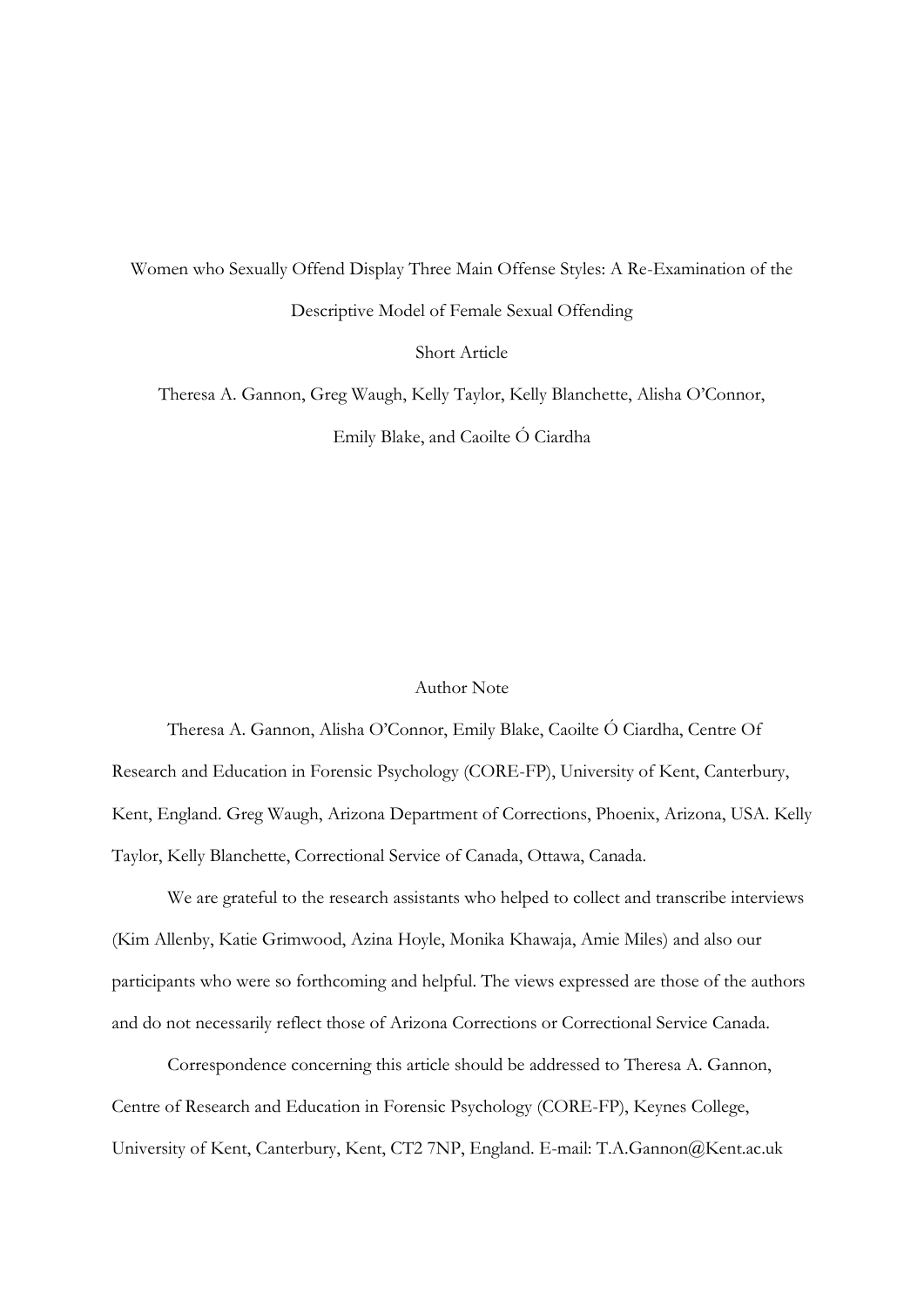Women who Sexually Offend Display Three Main Offense Styles: A Re-Examination of the Descriptive Model of Female Sexual Offending

Short Article

Theresa A. Gannon, Greg Waugh, Kelly Taylor, Kelly Blanchette, Alisha O'Connor, Emily Blake, and Caoilte Ó Ciardha

## Author Note

Theresa A. Gannon, Alisha O'Connor, Emily Blake, Caoilte Ó Ciardha, Centre Of Research and Education in Forensic Psychology (CORE-FP), University of Kent, Canterbury, Kent, England. Greg Waugh, Arizona Department of Corrections, Phoenix, Arizona, USA. Kelly Taylor, Kelly Blanchette, Correctional Service of Canada, Ottawa, Canada.

We are grateful to the research assistants who helped to collect and transcribe interviews (Kim Allenby, Katie Grimwood, Azina Hoyle, Monika Khawaja, Amie Miles) and also our participants who were so forthcoming and helpful. The views expressed are those of the authors and do not necessarily reflect those of Arizona Corrections or Correctional Service Canada.

Correspondence concerning this article should be addressed to Theresa A. Gannon, Centre of Research and Education in Forensic Psychology (CORE-FP), Keynes College, University of Kent, Canterbury, Kent, CT2 7NP, England. E-mail: T.A.Gannon@Kent.ac.uk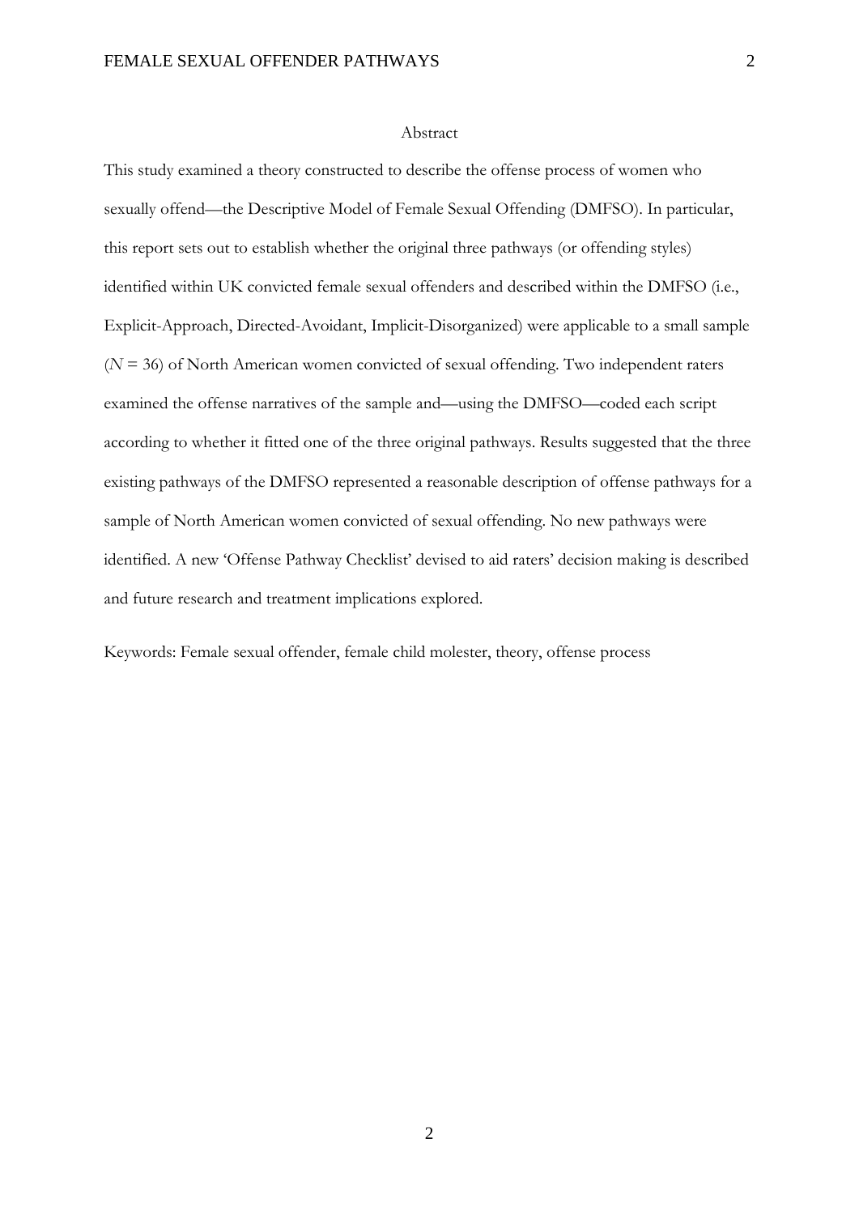## Abstract

This study examined a theory constructed to describe the offense process of women who sexually offend—the Descriptive Model of Female Sexual Offending (DMFSO). In particular, this report sets out to establish whether the original three pathways (or offending styles) identified within UK convicted female sexual offenders and described within the DMFSO (i.e., Explicit-Approach, Directed-Avoidant, Implicit-Disorganized) were applicable to a small sample ($N = 36$) of North American women convicted of sexual offending. Two independent raters examined the offense narratives of the sample and—using the DMFSO—coded each script according to whether it fitted one of the three original pathways. Results suggested that the three existing pathways of the DMFSO represented a reasonable description of offense pathways for a sample of North American women convicted of sexual offending. No new pathways were identified. A new 'Offense Pathway Checklist' devised to aid raters' decision making is described and future research and treatment implications explored.

Keywords: Female sexual offender, female child molester, theory, offense process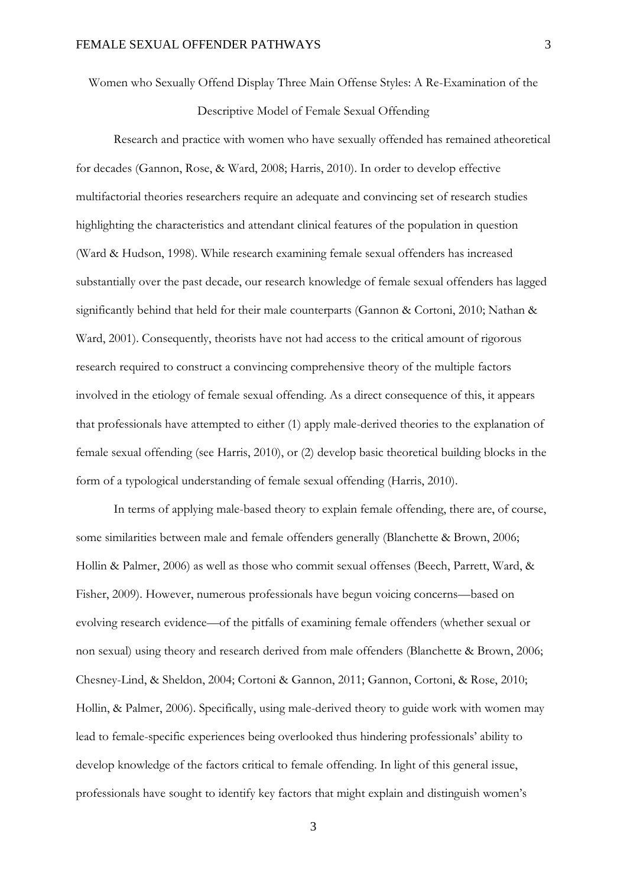# Women who Sexually Offend Display Three Main Offense Styles: A Re-Examination of the Descriptive Model of Female Sexual Offending

Research and practice with women who have sexually offended has remained atheoretical for decades (Gannon, Rose, & Ward, 2008; Harris, 2010). In order to develop effective multifactorial theories researchers require an adequate and convincing set of research studies highlighting the characteristics and attendant clinical features of the population in question (Ward & Hudson, 1998). While research examining female sexual offenders has increased substantially over the past decade, our research knowledge of female sexual offenders has lagged significantly behind that held for their male counterparts (Gannon & Cortoni, 2010; Nathan & Ward, 2001). Consequently, theorists have not had access to the critical amount of rigorous research required to construct a convincing comprehensive theory of the multiple factors involved in the etiology of female sexual offending. As a direct consequence of this, it appears that professionals have attempted to either (1) apply male-derived theories to the explanation of female sexual offending (see Harris, 2010), or (2) develop basic theoretical building blocks in the form of a typological understanding of female sexual offending (Harris, 2010).

In terms of applying male-based theory to explain female offending, there are, of course, some similarities between male and female offenders generally (Blanchette & Brown, 2006; Hollin & Palmer, 2006) as well as those who commit sexual offenses (Beech, Parrett, Ward, & Fisher, 2009). However, numerous professionals have begun voicing concerns—based on evolving research evidence—of the pitfalls of examining female offenders (whether sexual or non sexual) using theory and research derived from male offenders (Blanchette & Brown, 2006; Chesney-Lind, & Sheldon, 2004; Cortoni & Gannon, 2011; Gannon, Cortoni, & Rose, 2010; Hollin, & Palmer, 2006). Specifically, using male-derived theory to guide work with women may lead to female-specific experiences being overlooked thus hindering professionals' ability to develop knowledge of the factors critical to female offending. In light of this general issue, professionals have sought to identify key factors that might explain and distinguish women's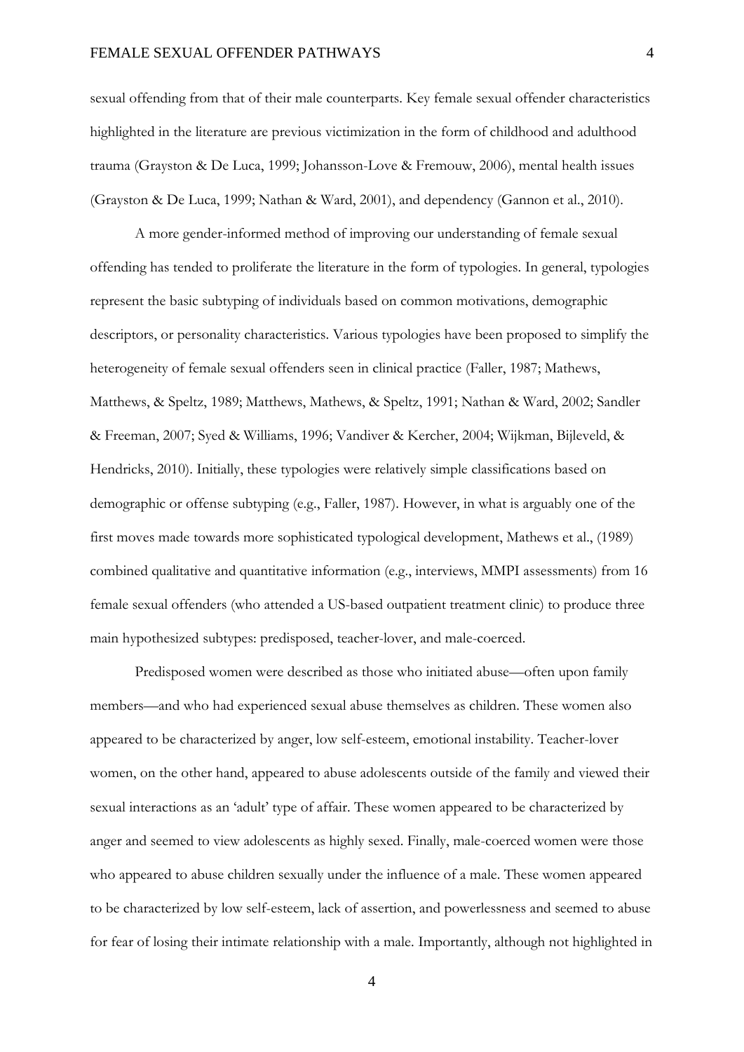sexual offending from that of their male counterparts. Key female sexual offender characteristics highlighted in the literature are previous victimization in the form of childhood and adulthood trauma (Grayston & De Luca, 1999; Johansson-Love & Fremouw, 2006), mental health issues (Grayston & De Luca, 1999; Nathan & Ward, 2001), and dependency (Gannon et al., 2010).

A more gender-informed method of improving our understanding of female sexual offending has tended to proliferate the literature in the form of typologies. In general, typologies represent the basic subtyping of individuals based on common motivations, demographic descriptors, or personality characteristics. Various typologies have been proposed to simplify the heterogeneity of female sexual offenders seen in clinical practice (Faller, 1987; Mathews, Matthews, & Speltz, 1989; Matthews, Mathews, & Speltz, 1991; Nathan & Ward, 2002; Sandler & Freeman, 2007; Syed & Williams, 1996; Vandiver & Kercher, 2004; Wijkman, Bijleveld, & Hendricks, 2010). Initially, these typologies were relatively simple classifications based on demographic or offense subtyping (e.g., Faller, 1987). However, in what is arguably one of the first moves made towards more sophisticated typological development, Mathews et al., (1989) combined qualitative and quantitative information (e.g., interviews, MMPI assessments) from 16 female sexual offenders (who attended a US-based outpatient treatment clinic) to produce three main hypothesized subtypes: predisposed, teacher-lover, and male-coerced.

Predisposed women were described as those who initiated abuse—often upon family members—and who had experienced sexual abuse themselves as children. These women also appeared to be characterized by anger, low self-esteem, emotional instability. Teacher-lover women, on the other hand, appeared to abuse adolescents outside of the family and viewed their sexual interactions as an 'adult' type of affair. These women appeared to be characterized by anger and seemed to view adolescents as highly sexed. Finally, male-coerced women were those who appeared to abuse children sexually under the influence of a male. These women appeared to be characterized by low self-esteem, lack of assertion, and powerlessness and seemed to abuse for fear of losing their intimate relationship with a male. Importantly, although not highlighted in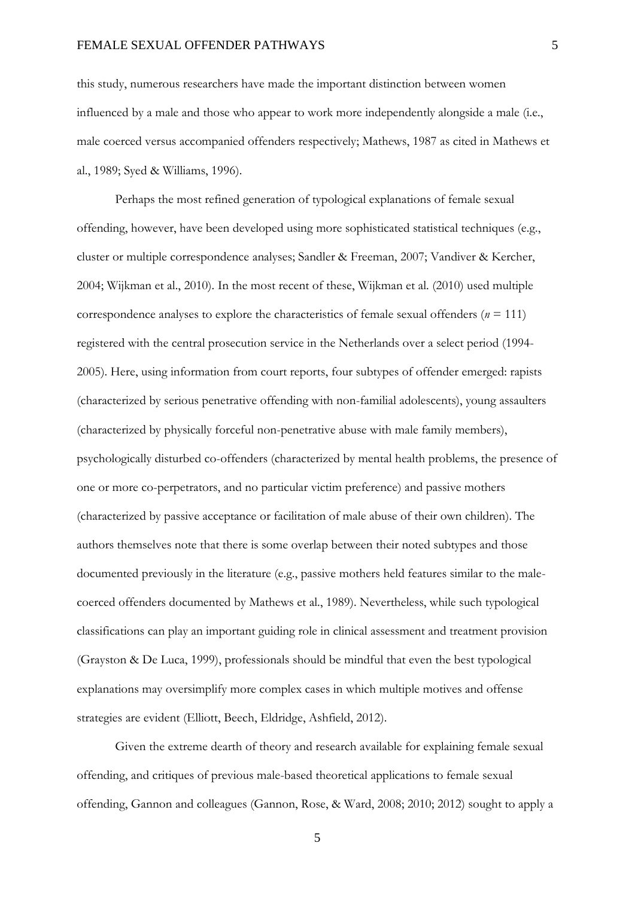this study, numerous researchers have made the important distinction between women influenced by a male and those who appear to work more independently alongside a male (i.e., male coerced versus accompanied offenders respectively; Mathews, 1987 as cited in Mathews et al., 1989; Syed & Williams, 1996).

Perhaps the most refined generation of typological explanations of female sexual offending, however, have been developed using more sophisticated statistical techniques (e.g., cluster or multiple correspondence analyses; Sandler & Freeman, 2007; Vandiver & Kercher, 2004; Wijkman et al., 2010). In the most recent of these, Wijkman et al. (2010) used multiple correspondence analyses to explore the characteristics of female sexual offenders ($n$ = 111) registered with the central prosecution service in the Netherlands over a select period (1994-2005). Here, using information from court reports, four subtypes of offender emerged: rapists (characterized by serious penetrative offending with non-familial adolescents), young assaulters (characterized by physically forceful non-penetrative abuse with male family members), psychologically disturbed co-offenders (characterized by mental health problems, the presence of one or more co-perpetrators, and no particular victim preference) and passive mothers (characterized by passive acceptance or facilitation of male abuse of their own children). The authors themselves note that there is some overlap between their noted subtypes and those documented previously in the literature (e.g., passive mothers held features similar to the male-coerced offenders documented by Mathews et al., 1989). Nevertheless, while such typological classifications can play an important guiding role in clinical assessment and treatment provision (Grayston & De Luca, 1999), professionals should be mindful that even the best typological explanations may oversimplify more complex cases in which multiple motives and offense strategies are evident (Elliott, Beech, Eldridge, Ashfield, 2012).

Given the extreme dearth of theory and research available for explaining female sexual offending, and critiques of previous male-based theoretical applications to female sexual offending, Gannon and colleagues (Gannon, Rose, & Ward, 2008; 2010; 2012) sought to apply a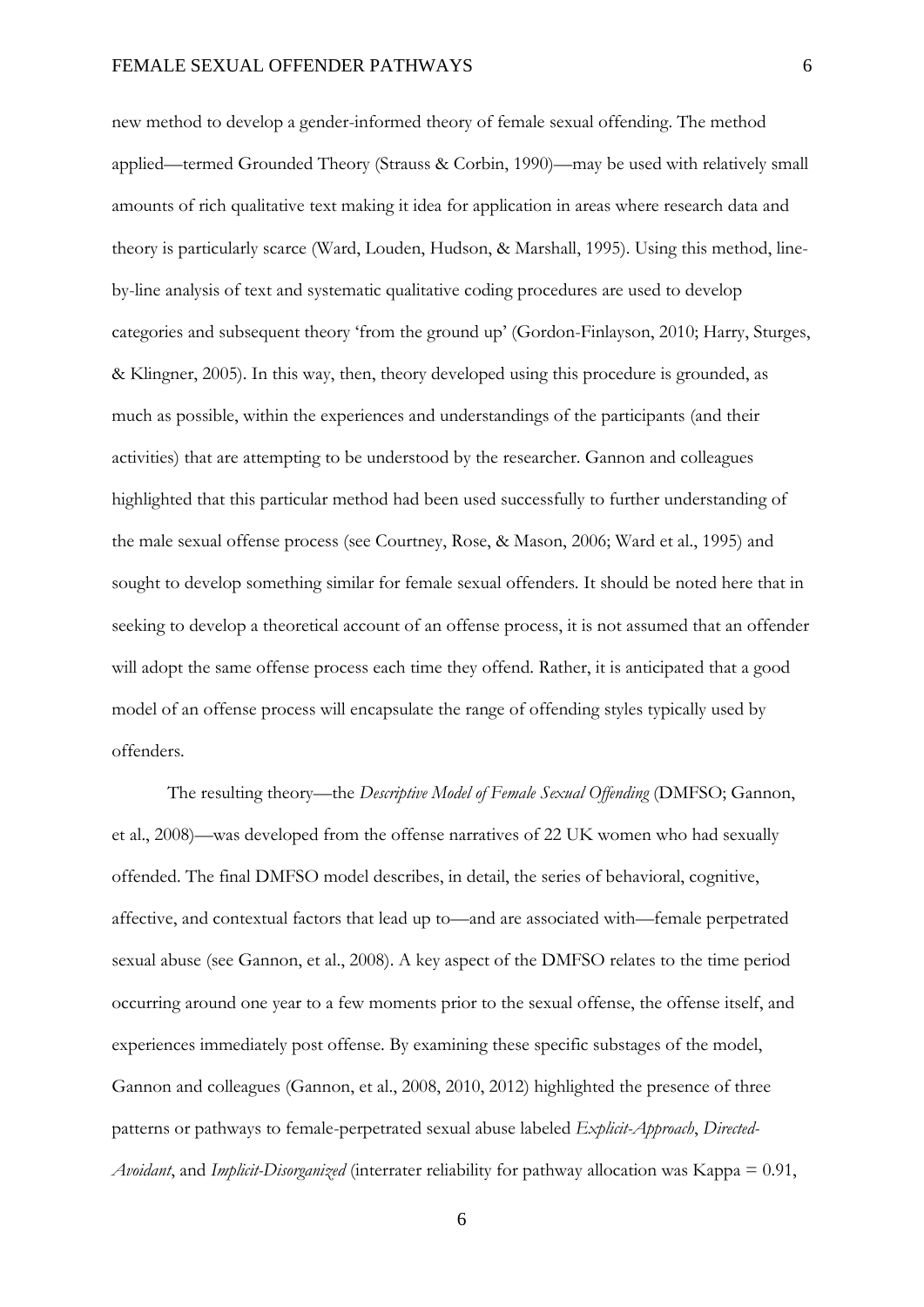new method to develop a gender-informed theory of female sexual offending. The method applied—termed Grounded Theory (Strauss & Corbin, 1990)—may be used with relatively small amounts of rich qualitative text making it idea for application in areas where research data and theory is particularly scarce (Ward, Louden, Hudson, & Marshall, 1995). Using this method, line-by-line analysis of text and systematic qualitative coding procedures are used to develop categories and subsequent theory 'from the ground up' (Gordon-Finlayson, 2010; Harry, Sturges, & Klingner, 2005). In this way, then, theory developed using this procedure is grounded, as much as possible, within the experiences and understandings of the participants (and their activities) that are attempting to be understood by the researcher. Gannon and colleagues highlighted that this particular method had been used successfully to further understanding of the male sexual offense process (see Courtney, Rose, & Mason, 2006; Ward et al., 1995) and sought to develop something similar for female sexual offenders. It should be noted here that in seeking to develop a theoretical account of an offense process, it is not assumed that an offender will adopt the same offense process each time they offend. Rather, it is anticipated that a good model of an offense process will encapsulate the range of offending styles typically used by offenders.

The resulting theory—the *Descriptive Model of Female Sexual Offending* (DMFSO; Gannon, et al., 2008)—was developed from the offense narratives of 22 UK women who had sexually offended. The final DMFSO model describes, in detail, the series of behavioral, cognitive, affective, and contextual factors that lead up to—and are associated with—female perpetrated sexual abuse (see Gannon, et al., 2008). A key aspect of the DMFSO relates to the time period occurring around one year to a few moments prior to the sexual offense, the offense itself, and experiences immediately post offense. By examining these specific substages of the model, Gannon and colleagues (Gannon, et al., 2008, 2010, 2012) highlighted the presence of three patterns or pathways to female-perpetrated sexual abuse labeled *Explicit-Approach*, *Directed-Avoidant*, and *Implicit-Disorganized* (interrater reliability for pathway allocation was Kappa = 0.91,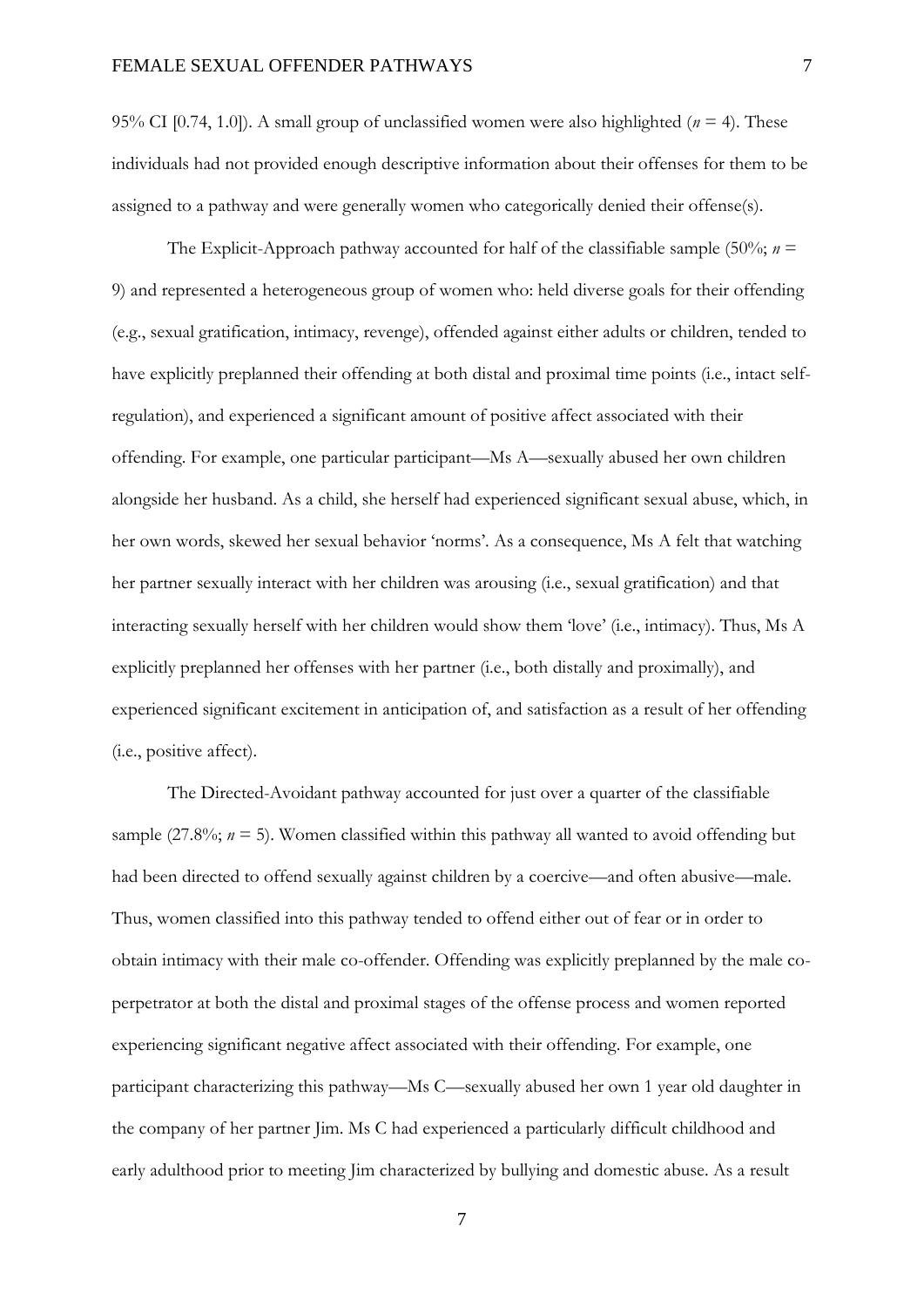95% CI [0.74, 1.0]). A small group of unclassified women were also highlighted (*n* = 4). These individuals had not provided enough descriptive information about their offenses for them to be assigned to a pathway and were generally women who categorically denied their offense(s).

The Explicit-Approach pathway accounted for half of the classifiable sample (50%; *n* = 9) and represented a heterogeneous group of women who: held diverse goals for their offending (e.g., sexual gratification, intimacy, revenge), offended against either adults or children, tended to have explicitly preplanned their offending at both distal and proximal time points (i.e., intact self-regulation), and experienced a significant amount of positive affect associated with their offending. For example, one particular participant—Ms A—sexually abused her own children alongside her husband. As a child, she herself had experienced significant sexual abuse, which, in her own words, skewed her sexual behavior 'norms'. As a consequence, Ms A felt that watching her partner sexually interact with her children was arousing (i.e., sexual gratification) and that interacting sexually herself with her children would show them 'love' (i.e., intimacy). Thus, Ms A explicitly preplanned her offenses with her partner (i.e., both distally and proximally), and experienced significant excitement in anticipation of, and satisfaction as a result of her offending (i.e., positive affect).

The Directed-Avoidant pathway accounted for just over a quarter of the classifiable sample (27.8%; *n* = 5). Women classified within this pathway all wanted to avoid offending but had been directed to offend sexually against children by a coercive—and often abusive—male. Thus, women classified into this pathway tended to offend either out of fear or in order to obtain intimacy with their male co-offender. Offending was explicitly preplanned by the male co-perpetrator at both the distal and proximal stages of the offense process and women reported experiencing significant negative affect associated with their offending. For example, one participant characterizing this pathway—Ms C—sexually abused her own 1 year old daughter in the company of her partner Jim. Ms C had experienced a particularly difficult childhood and early adulthood prior to meeting Jim characterized by bullying and domestic abuse. As a result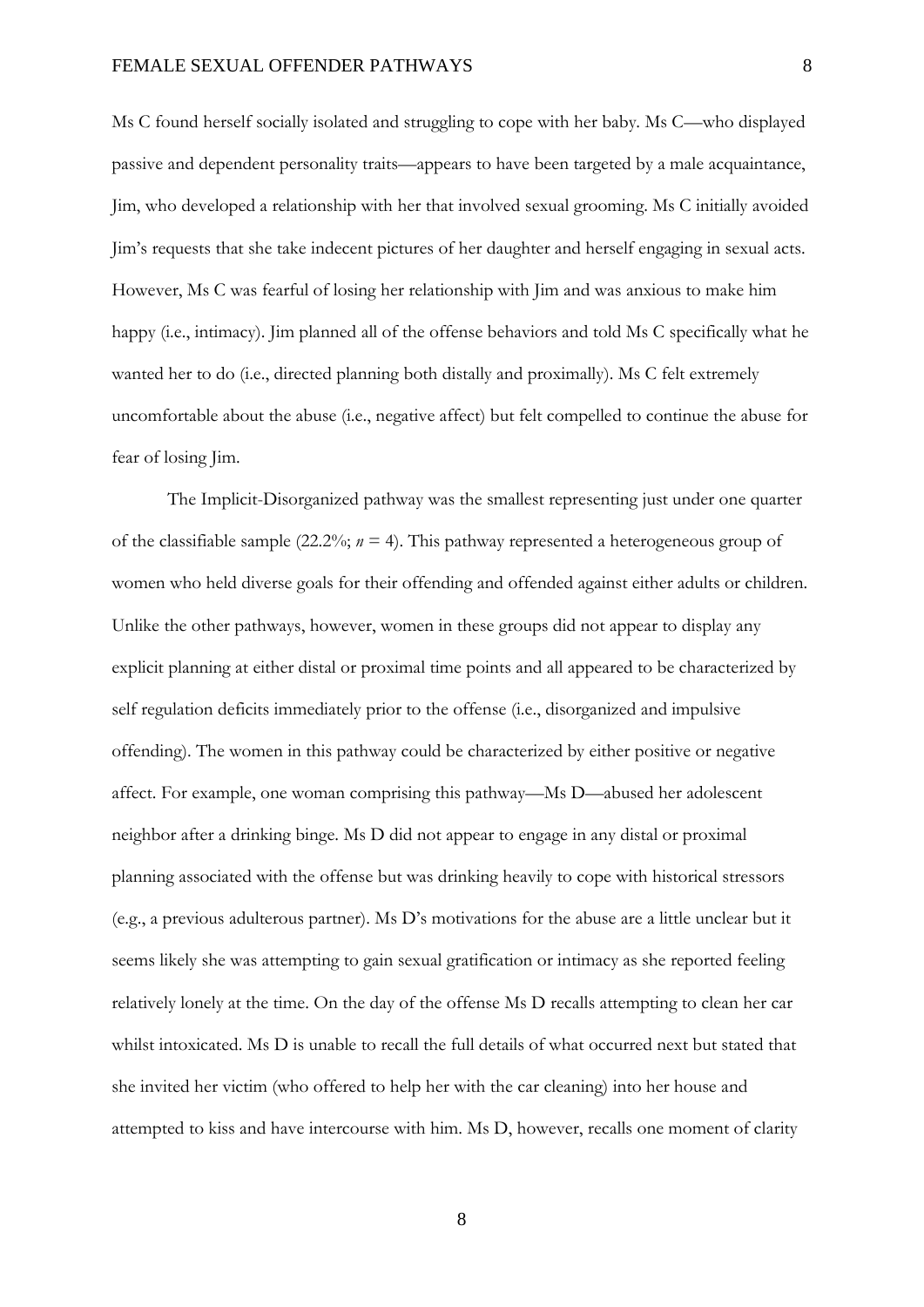Ms C found herself socially isolated and struggling to cope with her baby. Ms C—who displayed passive and dependent personality traits—appears to have been targeted by a male acquaintance, Jim, who developed a relationship with her that involved sexual grooming. Ms C initially avoided Jim's requests that she take indecent pictures of her daughter and herself engaging in sexual acts. However, Ms C was fearful of losing her relationship with Jim and was anxious to make him happy (i.e., intimacy). Jim planned all of the offense behaviors and told Ms C specifically what he wanted her to do (i.e., directed planning both distally and proximally). Ms C felt extremely uncomfortable about the abuse (i.e., negative affect) but felt compelled to continue the abuse for fear of losing Jim.

The Implicit-Disorganized pathway was the smallest representing just under one quarter of the classifiable sample (22.2%; *n* = 4). This pathway represented a heterogeneous group of women who held diverse goals for their offending and offended against either adults or children. Unlike the other pathways, however, women in these groups did not appear to display any explicit planning at either distal or proximal time points and all appeared to be characterized by self regulation deficits immediately prior to the offense (i.e., disorganized and impulsive offending). The women in this pathway could be characterized by either positive or negative affect. For example, one woman comprising this pathway—Ms D—abused her adolescent neighbor after a drinking binge. Ms D did not appear to engage in any distal or proximal planning associated with the offense but was drinking heavily to cope with historical stressors (e.g., a previous adulterous partner). Ms D's motivations for the abuse are a little unclear but it seems likely she was attempting to gain sexual gratification or intimacy as she reported feeling relatively lonely at the time. On the day of the offense Ms D recalls attempting to clean her car whilst intoxicated. Ms D is unable to recall the full details of what occurred next but stated that she invited her victim (who offered to help her with the car cleaning) into her house and attempted to kiss and have intercourse with him. Ms D, however, recalls one moment of clarity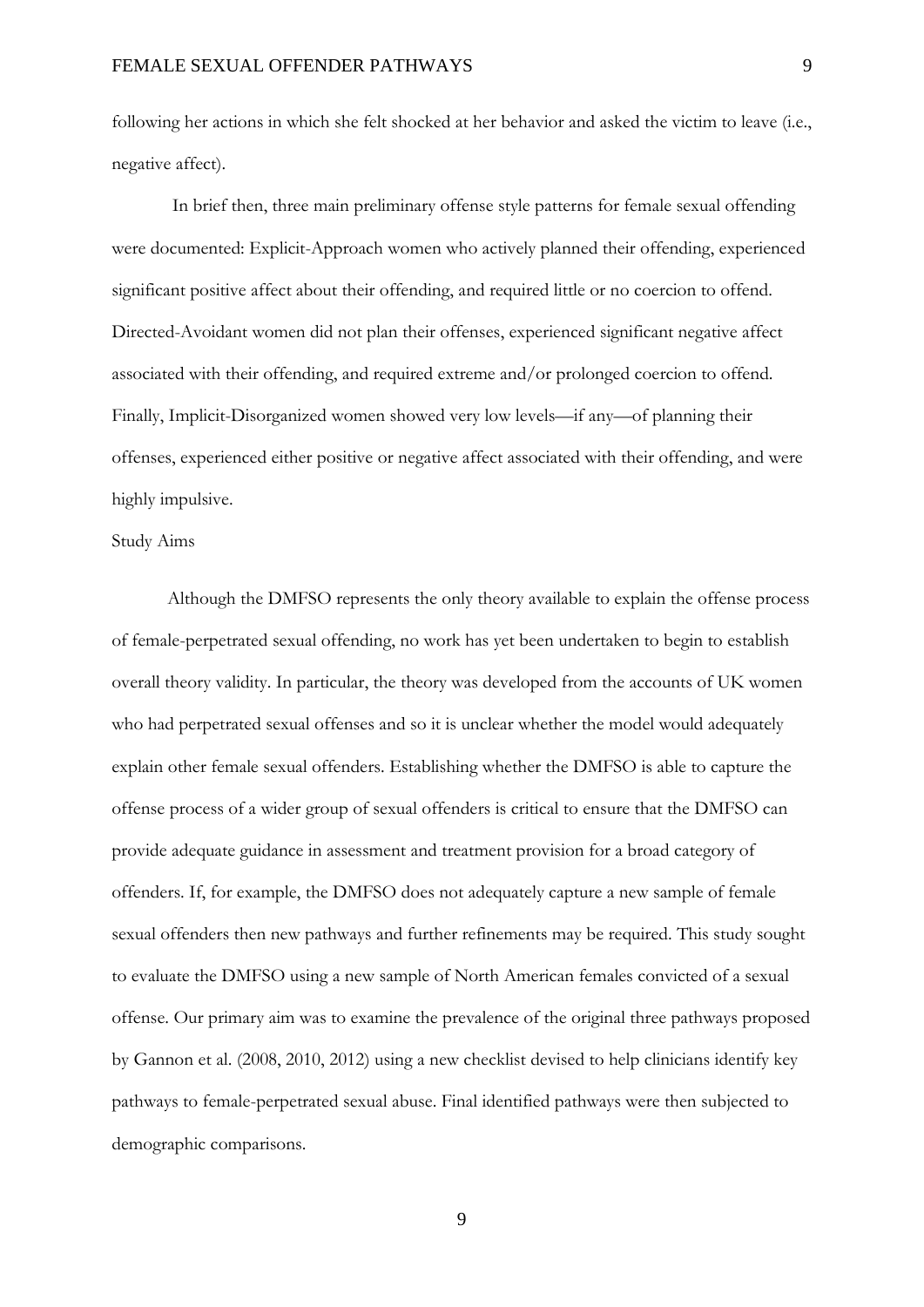following her actions in which she felt shocked at her behavior and asked the victim to leave (i.e., negative affect).

In brief then, three main preliminary offense style patterns for female sexual offending were documented: Explicit-Approach women who actively planned their offending, experienced significant positive affect about their offending, and required little or no coercion to offend. Directed-Avoidant women did not plan their offenses, experienced significant negative affect associated with their offending, and required extreme and/or prolonged coercion to offend. Finally, Implicit-Disorganized women showed very low levels—if any—of planning their offenses, experienced either positive or negative affect associated with their offending, and were highly impulsive.

## Study Aims

Although the DMFSO represents the only theory available to explain the offense process of female-perpetrated sexual offending, no work has yet been undertaken to begin to establish overall theory validity. In particular, the theory was developed from the accounts of UK women who had perpetrated sexual offenses and so it is unclear whether the model would adequately explain other female sexual offenders. Establishing whether the DMFSO is able to capture the offense process of a wider group of sexual offenders is critical to ensure that the DMFSO can provide adequate guidance in assessment and treatment provision for a broad category of offenders. If, for example, the DMFSO does not adequately capture a new sample of female sexual offenders then new pathways and further refinements may be required. This study sought to evaluate the DMFSO using a new sample of North American females convicted of a sexual offense. Our primary aim was to examine the prevalence of the original three pathways proposed by Gannon et al. (2008, 2010, 2012) using a new checklist devised to help clinicians identify key pathways to female-perpetrated sexual abuse. Final identified pathways were then subjected to demographic comparisons.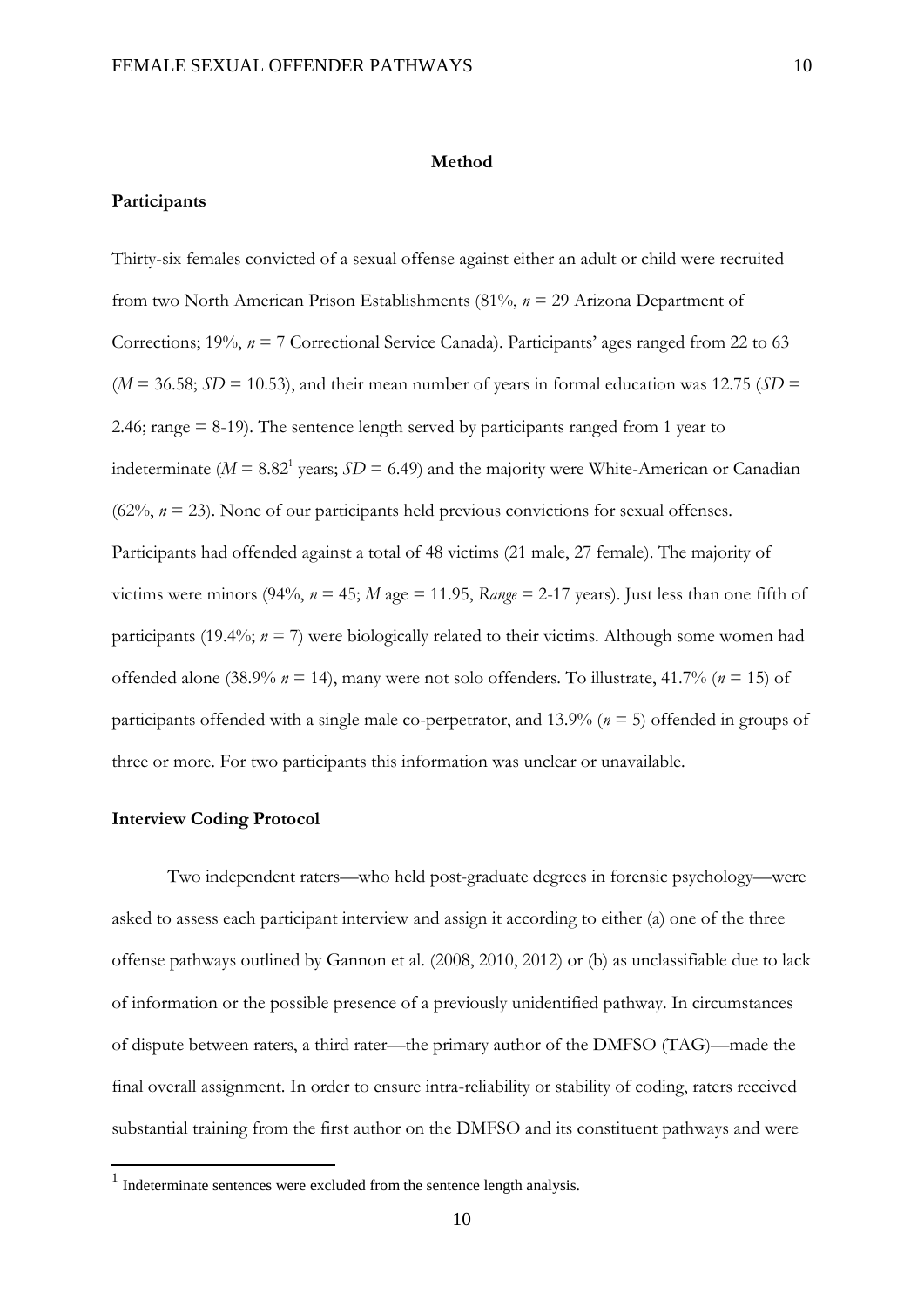## Method

### Participants

Thirty-six females convicted of a sexual offense against either an adult or child were recruited from two North American Prison Establishments (81%, *n* = 29 Arizona Department of Corrections; 19%, *n* = 7 Correctional Service Canada). Participants' ages ranged from 22 to 63 (*M* = 36.58; *SD* = 10.53), and their mean number of years in formal education was 12.75 (*SD* = 2.46; range = 8-19). The sentence length served by participants ranged from 1 year to indeterminate (*M* = 8.82[1] years; *SD* = 6.49) and the majority were White-American or Canadian (62%, *n* = 23). None of our participants held previous convictions for sexual offenses. Participants had offended against a total of 48 victims (21 male, 27 female). The majority of victims were minors (94%, *n* = 45; *M* age = 11.95, *Range* = 2-17 years). Just less than one fifth of participants (19.4%; *n* = 7) were biologically related to their victims. Although some women had offended alone (38.9% *n* = 14), many were not solo offenders. To illustrate, 41.7% (*n* = 15) of participants offended with a single male co-perpetrator, and 13.9% (*n* = 5) offended in groups of three or more. For two participants this information was unclear or unavailable.

### Interview Coding Protocol

Two independent raters—who held post-graduate degrees in forensic psychology—were asked to assess each participant interview and assign it according to either (a) one of the three offense pathways outlined by Gannon et al. (2008, 2010, 2012) or (b) as unclassifiable due to lack of information or the possible presence of a previously unidentified pathway. In circumstances of dispute between raters, a third rater—the primary author of the DMFSO (TAG)—made the final overall assignment. In order to ensure intra-reliability or stability of coding, raters received substantial training from the first author on the DMFSO and its constituent pathways and were

[1] Indeterminate sentences were excluded from the sentence length analysis.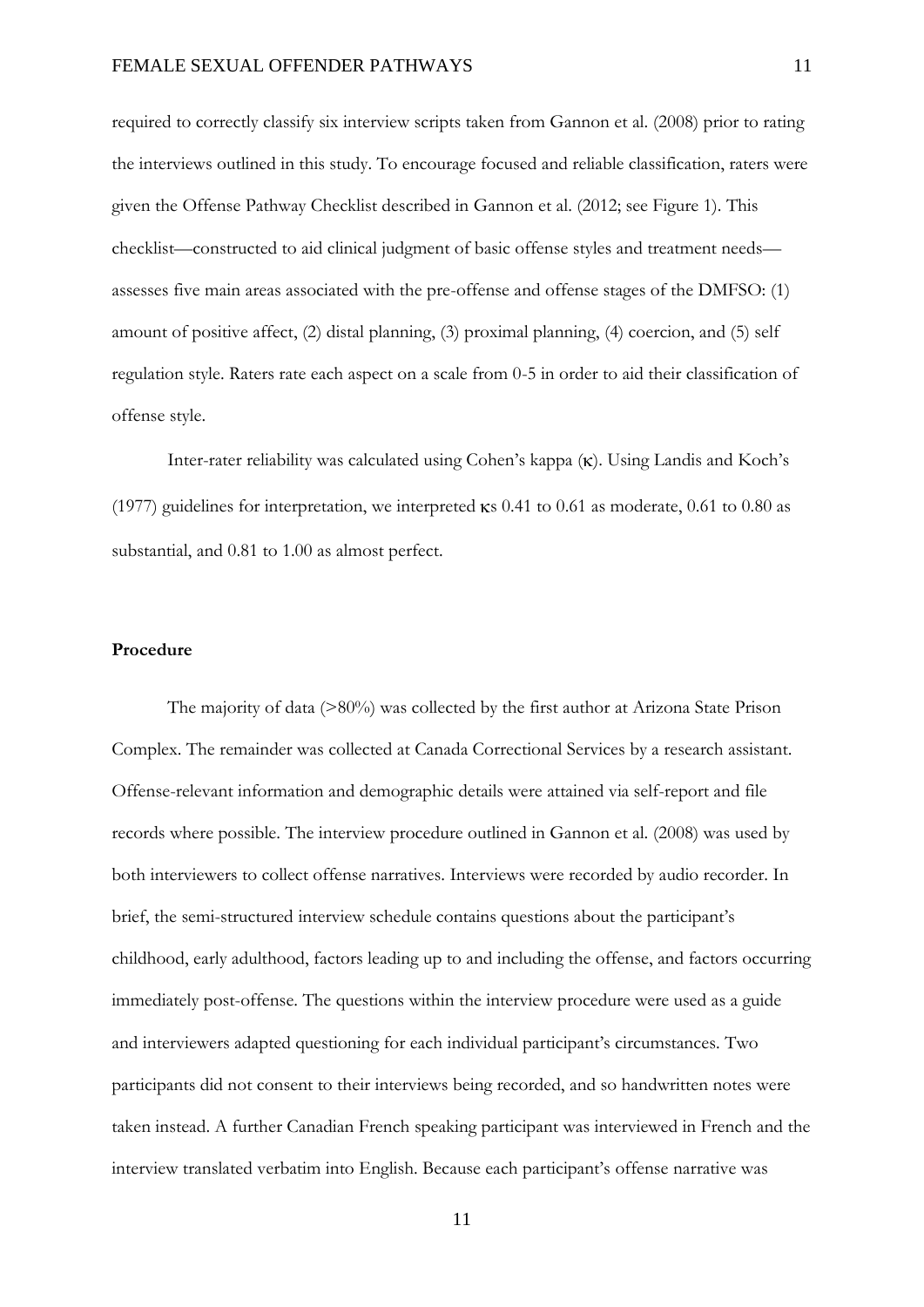required to correctly classify six interview scripts taken from Gannon et al. (2008) prior to rating the interviews outlined in this study. To encourage focused and reliable classification, raters were given the Offense Pathway Checklist described in Gannon et al. (2012; see Figure 1). This checklist—constructed to aid clinical judgment of basic offense styles and treatment needs—assesses five main areas associated with the pre-offense and offense stages of the DMFSO: (1) amount of positive affect, (2) distal planning, (3) proximal planning, (4) coercion, and (5) self regulation style. Raters rate each aspect on a scale from 0-5 in order to aid their classification of offense style.

Inter-rater reliability was calculated using Cohen's kappa ($\kappa$). Using Landis and Koch's (1977) guidelines for interpretation, we interpreted $\kappa$s 0.41 to 0.61 as moderate, 0.61 to 0.80 as substantial, and 0.81 to 1.00 as almost perfect.

## Procedure

The majority of data (>80%) was collected by the first author at Arizona State Prison Complex. The remainder was collected at Canada Correctional Services by a research assistant. Offense-relevant information and demographic details were attained via self-report and file records where possible. The interview procedure outlined in Gannon et al. (2008) was used by both interviewers to collect offense narratives. Interviews were recorded by audio recorder. In brief, the semi-structured interview schedule contains questions about the participant's childhood, early adulthood, factors leading up to and including the offense, and factors occurring immediately post-offense. The questions within the interview procedure were used as a guide and interviewers adapted questioning for each individual participant's circumstances. Two participants did not consent to their interviews being recorded, and so handwritten notes were taken instead. A further Canadian French speaking participant was interviewed in French and the interview translated verbatim into English. Because each participant's offense narrative was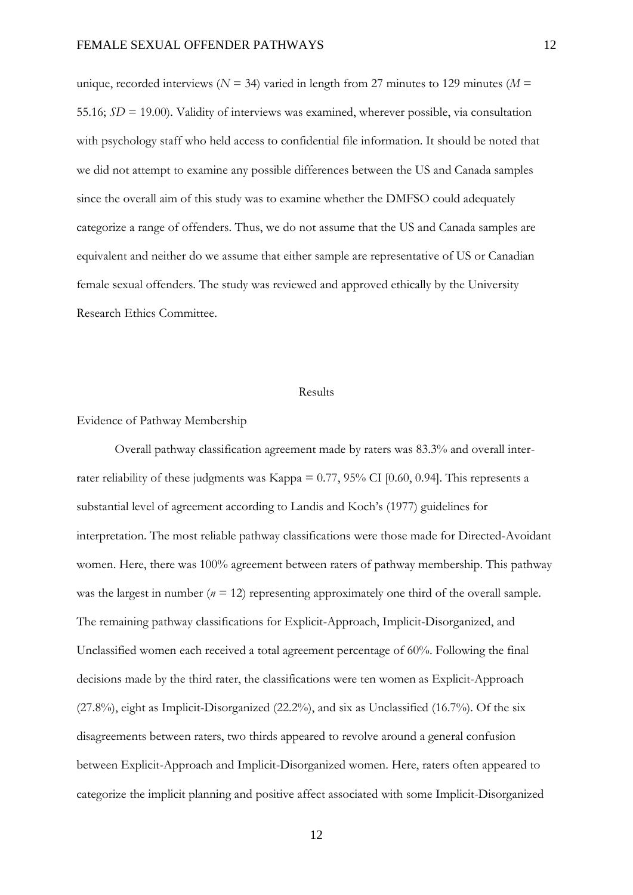unique, recorded interviews ($N$ = 34) varied in length from 27 minutes to 129 minutes ($M$ = 55.16; $SD$ = 19.00). Validity of interviews was examined, wherever possible, via consultation with psychology staff who held access to confidential file information. It should be noted that we did not attempt to examine any possible differences between the US and Canada samples since the overall aim of this study was to examine whether the DMFSO could adequately categorize a range of offenders. Thus, we do not assume that the US and Canada samples are equivalent and neither do we assume that either sample are representative of US or Canadian female sexual offenders. The study was reviewed and approved ethically by the University Research Ethics Committee.

## Results

### Evidence of Pathway Membership

Overall pathway classification agreement made by raters was 83.3% and overall inter-rater reliability of these judgments was Kappa = 0.77, 95% CI [0.60, 0.94]. This represents a substantial level of agreement according to Landis and Koch's (1977) guidelines for interpretation. The most reliable pathway classifications were those made for Directed-Avoidant women. Here, there was 100% agreement between raters of pathway membership. This pathway was the largest in number ($n$ = 12) representing approximately one third of the overall sample. The remaining pathway classifications for Explicit-Approach, Implicit-Disorganized, and Unclassified women each received a total agreement percentage of 60%. Following the final decisions made by the third rater, the classifications were ten women as Explicit-Approach (27.8%), eight as Implicit-Disorganized (22.2%), and six as Unclassified (16.7%). Of the six disagreements between raters, two thirds appeared to revolve around a general confusion between Explicit-Approach and Implicit-Disorganized women. Here, raters often appeared to categorize the implicit planning and positive affect associated with some Implicit-Disorganized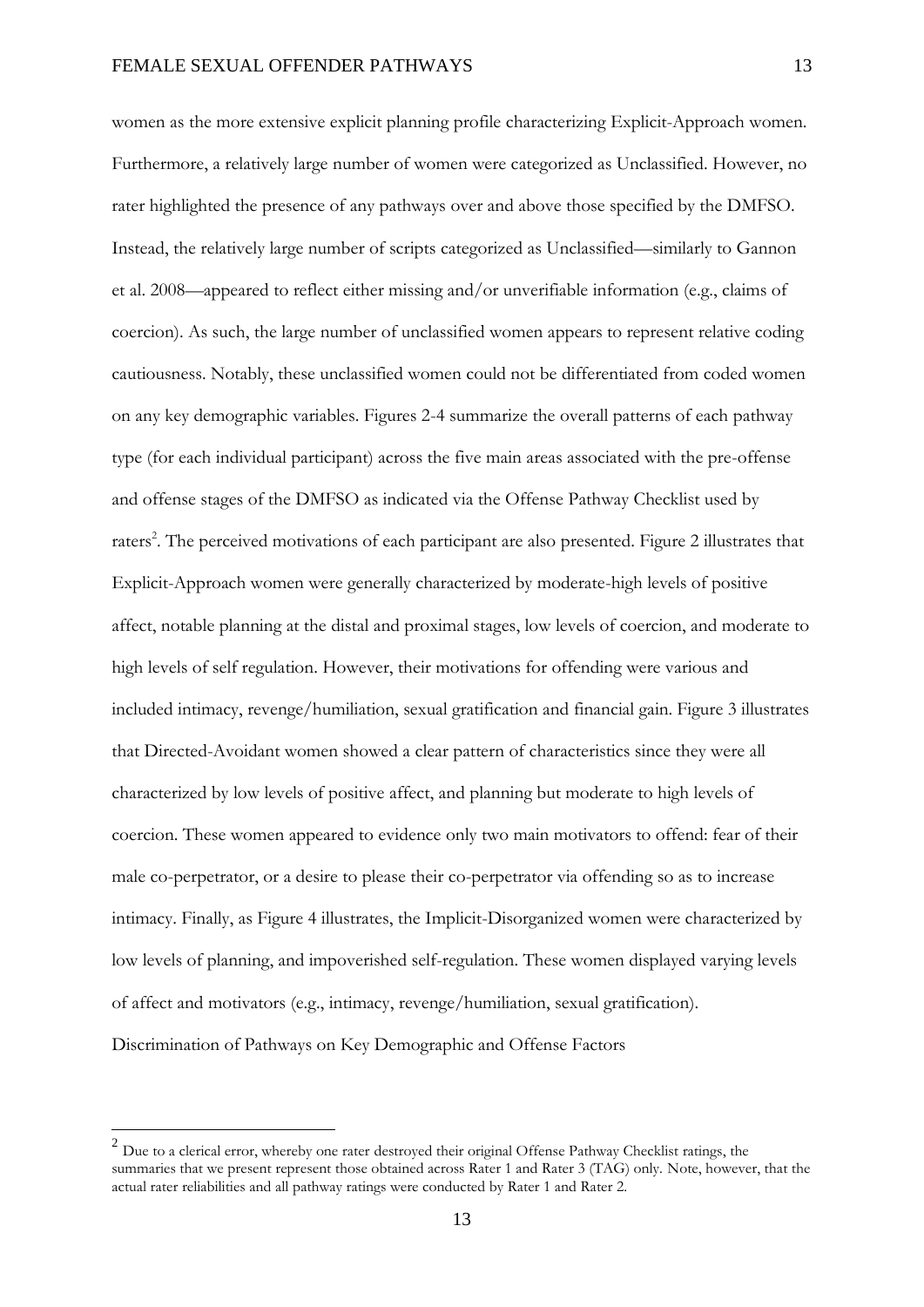women as the more extensive explicit planning profile characterizing Explicit-Approach women. Furthermore, a relatively large number of women were categorized as Unclassified. However, no rater highlighted the presence of any pathways over and above those specified by the DMFSO. Instead, the relatively large number of scripts categorized as Unclassified—similarly to Gannon et al. 2008—appeared to reflect either missing and/or unverifiable information (e.g., claims of coercion). As such, the large number of unclassified women appears to represent relative coding cautiousness. Notably, these unclassified women could not be differentiated from coded women on any key demographic variables. Figures 2-4 summarize the overall patterns of each pathway type (for each individual participant) across the five main areas associated with the pre-offense and offense stages of the DMFSO as indicated via the Offense Pathway Checklist used by raters[2]. The perceived motivations of each participant are also presented. Figure 2 illustrates that Explicit-Approach women were generally characterized by moderate-high levels of positive affect, notable planning at the distal and proximal stages, low levels of coercion, and moderate to high levels of self regulation. However, their motivations for offending were various and included intimacy, revenge/humiliation, sexual gratification and financial gain. Figure 3 illustrates that Directed-Avoidant women showed a clear pattern of characteristics since they were all characterized by low levels of positive affect, and planning but moderate to high levels of coercion. These women appeared to evidence only two main motivators to offend: fear of their male co-perpetrator, or a desire to please their co-perpetrator via offending so as to increase intimacy. Finally, as Figure 4 illustrates, the Implicit-Disorganized women were characterized by low levels of planning, and impoverished self-regulation. These women displayed varying levels of affect and motivators (e.g., intimacy, revenge/humiliation, sexual gratification).

## Discrimination of Pathways on Key Demographic and Offense Factors

[2] Due to a clerical error, whereby one rater destroyed their original Offense Pathway Checklist ratings, the summaries that we present represent those obtained across Rater 1 and Rater 3 (TAG) only. Note, however, that the actual rater reliabilities and all pathway ratings were conducted by Rater 1 and Rater 2.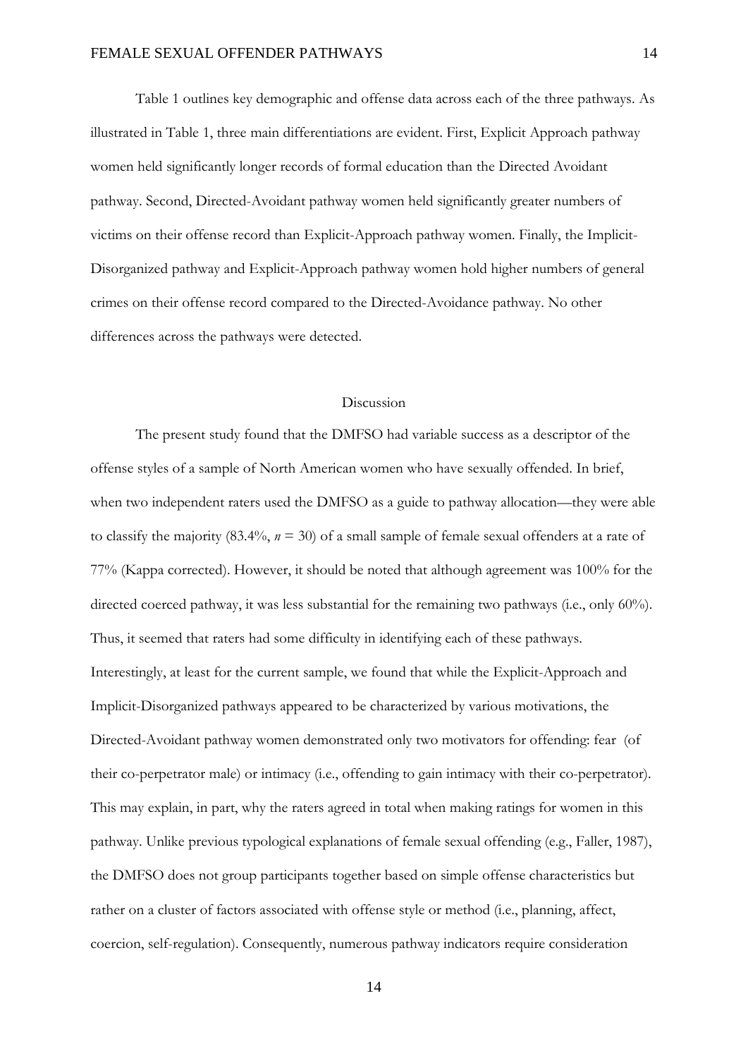Table 1 outlines key demographic and offense data across each of the three pathways. As illustrated in Table 1, three main differentiations are evident. First, Explicit Approach pathway women held significantly longer records of formal education than the Directed Avoidant pathway. Second, Directed-Avoidant pathway women held significantly greater numbers of victims on their offense record than Explicit-Approach pathway women. Finally, the Implicit-Disorganized pathway and Explicit-Approach pathway women hold higher numbers of general crimes on their offense record compared to the Directed-Avoidance pathway. No other differences across the pathways were detected.

## Discussion

The present study found that the DMFSO had variable success as a descriptor of the offense styles of a sample of North American women who have sexually offended. In brief, when two independent raters used the DMFSO as a guide to pathway allocation—they were able to classify the majority (83.4%, $n = 30$) of a small sample of female sexual offenders at a rate of 77% (Kappa corrected). However, it should be noted that although agreement was 100% for the directed coerced pathway, it was less substantial for the remaining two pathways (i.e., only 60%). Thus, it seemed that raters had some difficulty in identifying each of these pathways. Interestingly, at least for the current sample, we found that while the Explicit-Approach and Implicit-Disorganized pathways appeared to be characterized by various motivations, the Directed-Avoidant pathway women demonstrated only two motivators for offending: fear (of their co-perpetrator male) or intimacy (i.e., offending to gain intimacy with their co-perpetrator). This may explain, in part, why the raters agreed in total when making ratings for women in this pathway. Unlike previous typological explanations of female sexual offending (e.g., Faller, 1987), the DMFSO does not group participants together based on simple offense characteristics but rather on a cluster of factors associated with offense style or method (i.e., planning, affect, coercion, self-regulation). Consequently, numerous pathway indicators require consideration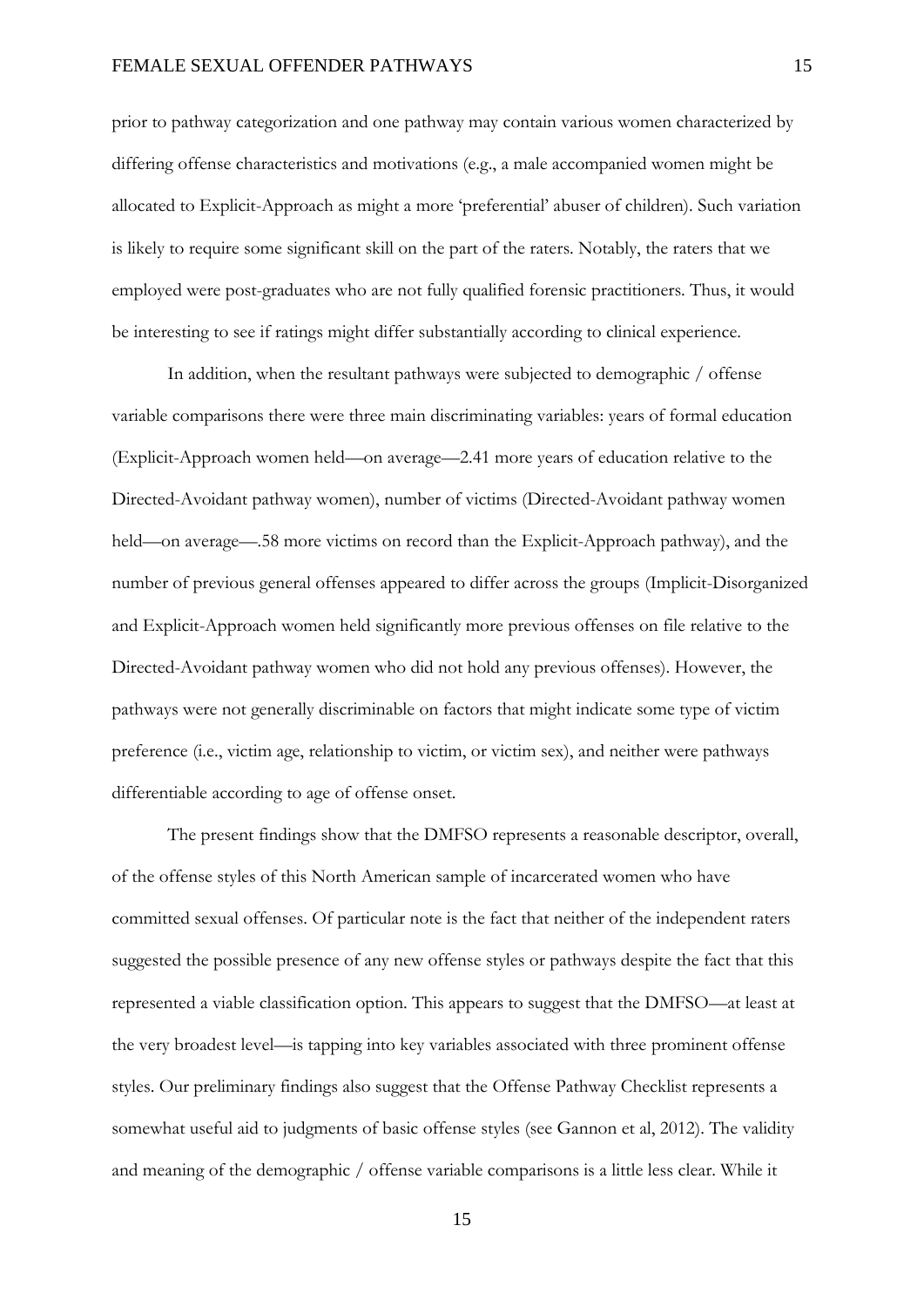prior to pathway categorization and one pathway may contain various women characterized by differing offense characteristics and motivations (e.g., a male accompanied women might be allocated to Explicit-Approach as might a more 'preferential' abuser of children). Such variation is likely to require some significant skill on the part of the raters. Notably, the raters that we employed were post-graduates who are not fully qualified forensic practitioners. Thus, it would be interesting to see if ratings might differ substantially according to clinical experience.

In addition, when the resultant pathways were subjected to demographic / offense variable comparisons there were three main discriminating variables: years of formal education (Explicit-Approach women held—on average—2.41 more years of education relative to the Directed-Avoidant pathway women), number of victims (Directed-Avoidant pathway women held—on average—.58 more victims on record than the Explicit-Approach pathway), and the number of previous general offenses appeared to differ across the groups (Implicit-Disorganized and Explicit-Approach women held significantly more previous offenses on file relative to the Directed-Avoidant pathway women who did not hold any previous offenses). However, the pathways were not generally discriminable on factors that might indicate some type of victim preference (i.e., victim age, relationship to victim, or victim sex), and neither were pathways differentiable according to age of offense onset.

The present findings show that the DMFSO represents a reasonable descriptor, overall, of the offense styles of this North American sample of incarcerated women who have committed sexual offenses. Of particular note is the fact that neither of the independent raters suggested the possible presence of any new offense styles or pathways despite the fact that this represented a viable classification option. This appears to suggest that the DMFSO—at least at the very broadest level—is tapping into key variables associated with three prominent offense styles. Our preliminary findings also suggest that the Offense Pathway Checklist represents a somewhat useful aid to judgments of basic offense styles (see Gannon et al, 2012). The validity and meaning of the demographic / offense variable comparisons is a little less clear. While it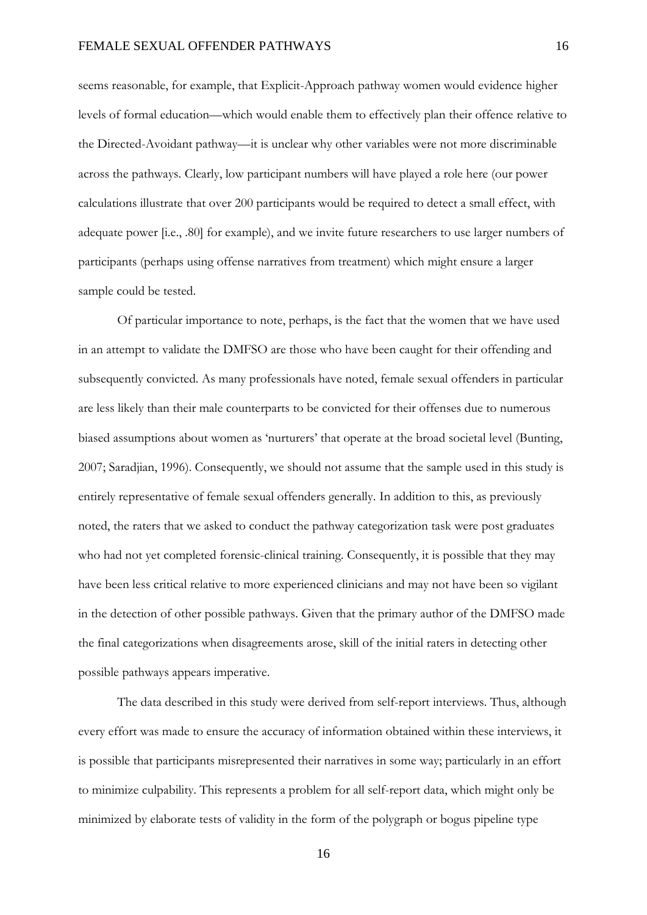seems reasonable, for example, that Explicit-Approach pathway women would evidence higher levels of formal education—which would enable them to effectively plan their offence relative to the Directed-Avoidant pathway—it is unclear why other variables were not more discriminable across the pathways. Clearly, low participant numbers will have played a role here (our power calculations illustrate that over 200 participants would be required to detect a small effect, with adequate power [i.e., .80] for example), and we invite future researchers to use larger numbers of participants (perhaps using offense narratives from treatment) which might ensure a larger sample could be tested.

Of particular importance to note, perhaps, is the fact that the women that we have used in an attempt to validate the DMFSO are those who have been caught for their offending and subsequently convicted. As many professionals have noted, female sexual offenders in particular are less likely than their male counterparts to be convicted for their offenses due to numerous biased assumptions about women as 'nurturers' that operate at the broad societal level (Bunting, 2007; Saradjian, 1996). Consequently, we should not assume that the sample used in this study is entirely representative of female sexual offenders generally. In addition to this, as previously noted, the raters that we asked to conduct the pathway categorization task were post graduates who had not yet completed forensic-clinical training. Consequently, it is possible that they may have been less critical relative to more experienced clinicians and may not have been so vigilant in the detection of other possible pathways. Given that the primary author of the DMFSO made the final categorizations when disagreements arose, skill of the initial raters in detecting other possible pathways appears imperative.

The data described in this study were derived from self-report interviews. Thus, although every effort was made to ensure the accuracy of information obtained within these interviews, it is possible that participants misrepresented their narratives in some way; particularly in an effort to minimize culpability. This represents a problem for all self-report data, which might only be minimized by elaborate tests of validity in the form of the polygraph or bogus pipeline type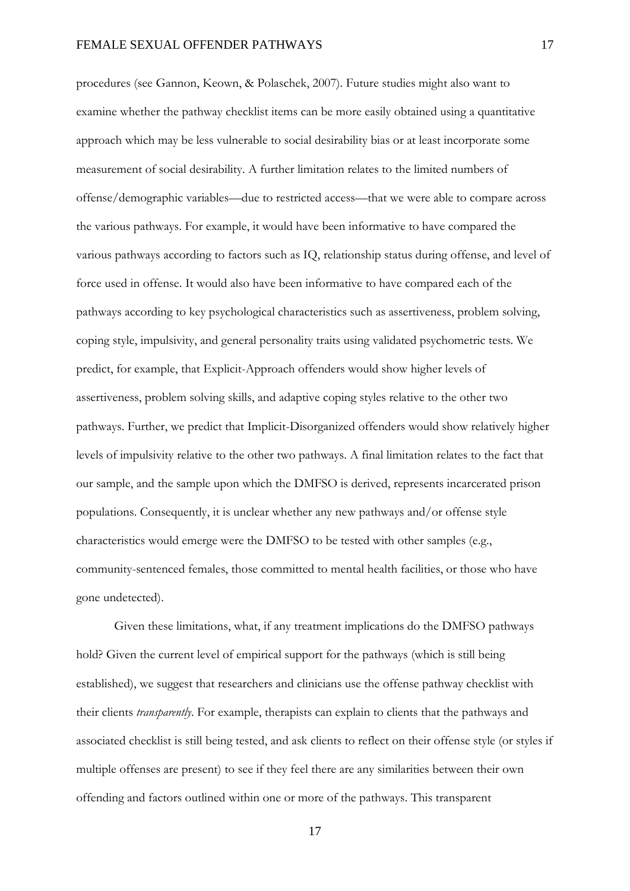procedures (see Gannon, Keown, & Polaschek, 2007). Future studies might also want to examine whether the pathway checklist items can be more easily obtained using a quantitative approach which may be less vulnerable to social desirability bias or at least incorporate some measurement of social desirability. A further limitation relates to the limited numbers of offense/demographic variables—due to restricted access—that we were able to compare across the various pathways. For example, it would have been informative to have compared the various pathways according to factors such as IQ, relationship status during offense, and level of force used in offense. It would also have been informative to have compared each of the pathways according to key psychological characteristics such as assertiveness, problem solving, coping style, impulsivity, and general personality traits using validated psychometric tests. We predict, for example, that Explicit-Approach offenders would show higher levels of assertiveness, problem solving skills, and adaptive coping styles relative to the other two pathways. Further, we predict that Implicit-Disorganized offenders would show relatively higher levels of impulsivity relative to the other two pathways. A final limitation relates to the fact that our sample, and the sample upon which the DMFSO is derived, represents incarcerated prison populations. Consequently, it is unclear whether any new pathways and/or offense style characteristics would emerge were the DMFSO to be tested with other samples (e.g., community-sentenced females, those committed to mental health facilities, or those who have gone undetected).

Given these limitations, what, if any treatment implications do the DMFSO pathways hold? Given the current level of empirical support for the pathways (which is still being established), we suggest that researchers and clinicians use the offense pathway checklist with their clients *transparently*. For example, therapists can explain to clients that the pathways and associated checklist is still being tested, and ask clients to reflect on their offense style (or styles if multiple offenses are present) to see if they feel there are any similarities between their own offending and factors outlined within one or more of the pathways. This transparent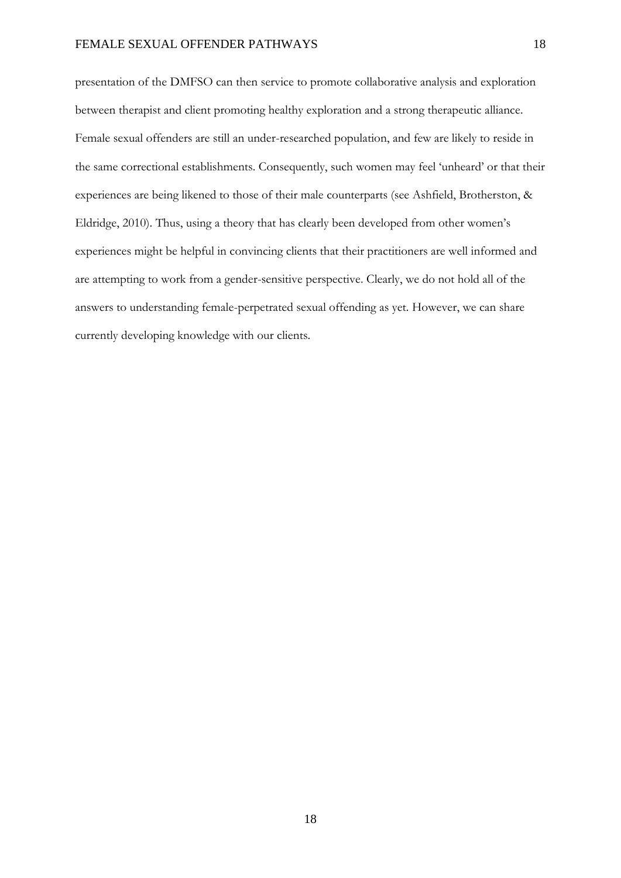presentation of the DMFSO can then service to promote collaborative analysis and exploration between therapist and client promoting healthy exploration and a strong therapeutic alliance. Female sexual offenders are still an under-researched population, and few are likely to reside in the same correctional establishments. Consequently, such women may feel 'unheard' or that their experiences are being likened to those of their male counterparts (see Ashfield, Brotherston, & Eldridge, 2010). Thus, using a theory that has clearly been developed from other women's experiences might be helpful in convincing clients that their practitioners are well informed and are attempting to work from a gender-sensitive perspective. Clearly, we do not hold all of the answers to understanding female-perpetrated sexual offending as yet. However, we can share currently developing knowledge with our clients.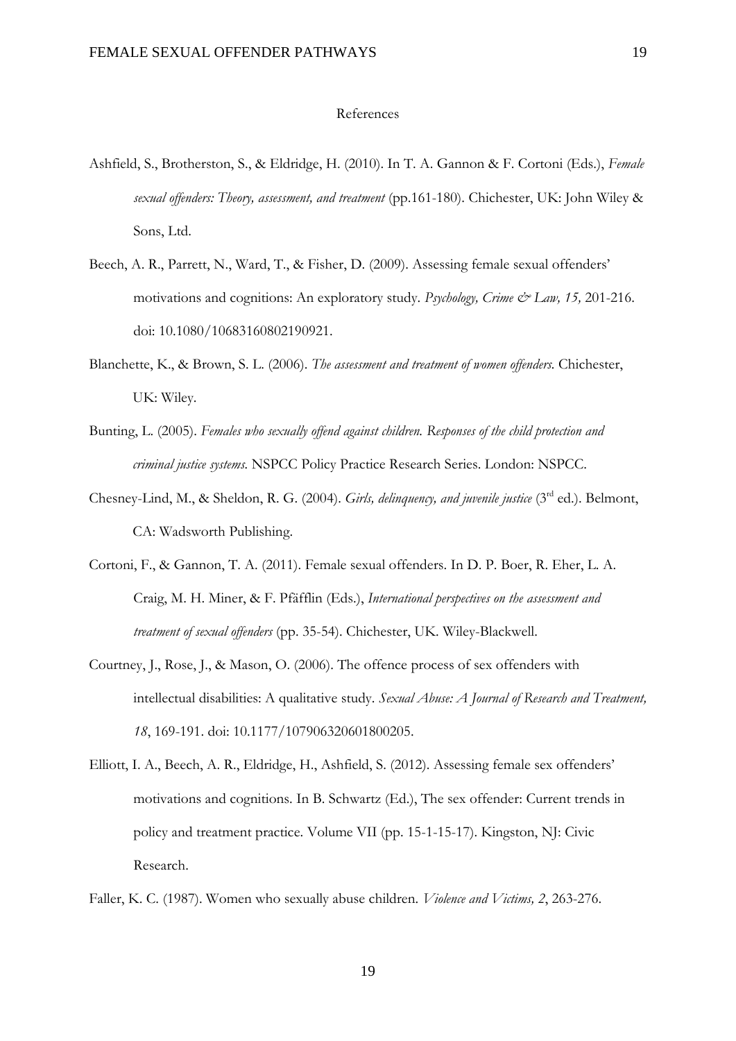References

Ashfield, S., Brotherston, S., & Eldridge, H. (2010). In T. A. Gannon & F. Cortoni (Eds.), *Female sexual offenders: Theory, assessment, and treatment* (pp.161-180). Chichester, UK: John Wiley & Sons, Ltd.

Beech, A. R., Parrett, N., Ward, T., & Fisher, D. (2009). Assessing female sexual offenders' motivations and cognitions: An exploratory study. *Psychology, Crime & Law, 15,* 201-216. doi: 10.1080/10683160802190921.

Blanchette, K., & Brown, S. L. (2006). *The assessment and treatment of women offenders.* Chichester, UK: Wiley.

Bunting, L. (2005). *Females who sexually offend against children. Responses of the child protection and criminal justice systems.* NSPCC Policy Practice Research Series. London: NSPCC.

Chesney-Lind, M., & Sheldon, R. G. (2004). *Girls, delinquency, and juvenile justice* (3rd ed.). Belmont, CA: Wadsworth Publishing.

Cortoni, F., & Gannon, T. A. (2011). Female sexual offenders. In D. P. Boer, R. Eher, L. A. Craig, M. H. Miner, & F. Pfäfflin (Eds.), *International perspectives on the assessment and treatment of sexual offenders* (pp. 35-54). Chichester, UK. Wiley-Blackwell.

Courtney, J., Rose, J., & Mason, O. (2006). The offence process of sex offenders with intellectual disabilities: A qualitative study. *Sexual Abuse: A Journal of Research and Treatment, 18*, 169-191. doi: 10.1177/107906320601800205.

Elliott, I. A., Beech, A. R., Eldridge, H., Ashfield, S. (2012). Assessing female sex offenders' motivations and cognitions. In B. Schwartz (Ed.), The sex offender: Current trends in policy and treatment practice. Volume VII (pp. 15-1-15-17). Kingston, NJ: Civic Research.

Faller, K. C. (1987). Women who sexually abuse children. *Violence and Victims, 2*, 263-276.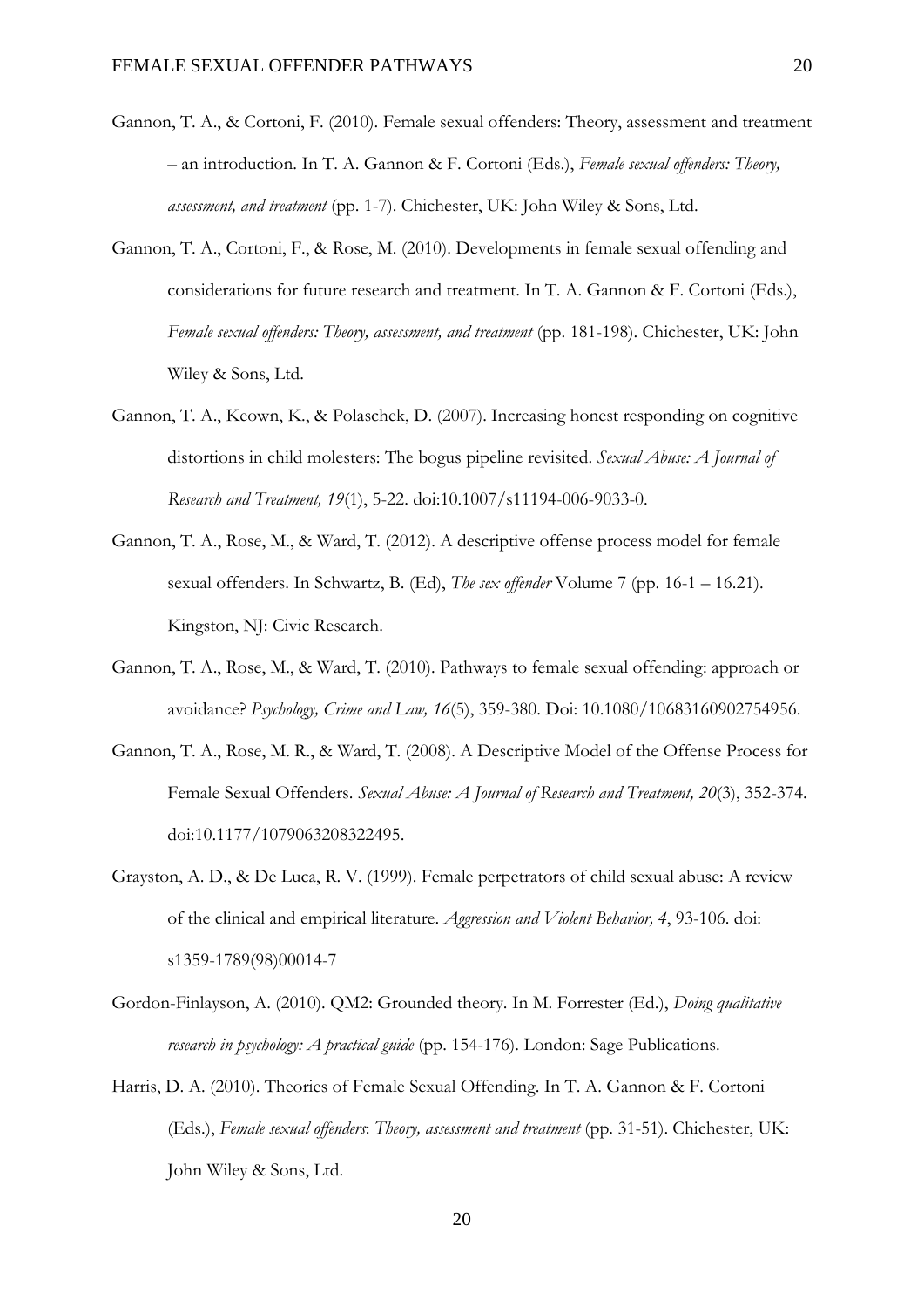Gannon, T. A., & Cortoni, F. (2010). Female sexual offenders: Theory, assessment and treatment – an introduction. In T. A. Gannon & F. Cortoni (Eds.), *Female sexual offenders: Theory, assessment, and treatment* (pp. 1-7). Chichester, UK: John Wiley & Sons, Ltd.

Gannon, T. A., Cortoni, F., & Rose, M. (2010). Developments in female sexual offending and considerations for future research and treatment. In T. A. Gannon & F. Cortoni (Eds.), *Female sexual offenders: Theory, assessment, and treatment* (pp. 181-198). Chichester, UK: John Wiley & Sons, Ltd.

Gannon, T. A., Keown, K., & Polaschek, D. (2007). Increasing honest responding on cognitive distortions in child molesters: The bogus pipeline revisited. *Sexual Abuse: A Journal of Research and Treatment, 19*(1), 5-22. doi:10.1007/s11194-006-9033-0.

Gannon, T. A., Rose, M., & Ward, T. (2012). A descriptive offense process model for female sexual offenders. In Schwartz, B. (Ed), *The sex offender* Volume 7 (pp. 16-1 – 16.21). Kingston, NJ: Civic Research.

Gannon, T. A., Rose, M., & Ward, T. (2010). Pathways to female sexual offending: approach or avoidance? *Psychology, Crime and Law, 16*(5), 359-380. Doi: 10.1080/10683160902754956.

Gannon, T. A., Rose, M. R., & Ward, T. (2008). A Descriptive Model of the Offense Process for Female Sexual Offenders. *Sexual Abuse: A Journal of Research and Treatment, 20*(3), 352-374. doi:10.1177/1079063208322495.

Grayston, A. D., & De Luca, R. V. (1999). Female perpetrators of child sexual abuse: A review of the clinical and empirical literature. *Aggression and Violent Behavior, 4*, 93-106. doi: s1359-1789(98)00014-7

Gordon-Finlayson, A. (2010). QM2: Grounded theory. In M. Forrester (Ed.), *Doing qualitative research in psychology: A practical guide* (pp. 154-176). London: Sage Publications.

Harris, D. A. (2010). Theories of Female Sexual Offending. In T. A. Gannon & F. Cortoni (Eds.), *Female sexual offenders*: *Theory, assessment and treatment* (pp. 31-51). Chichester, UK: John Wiley & Sons, Ltd.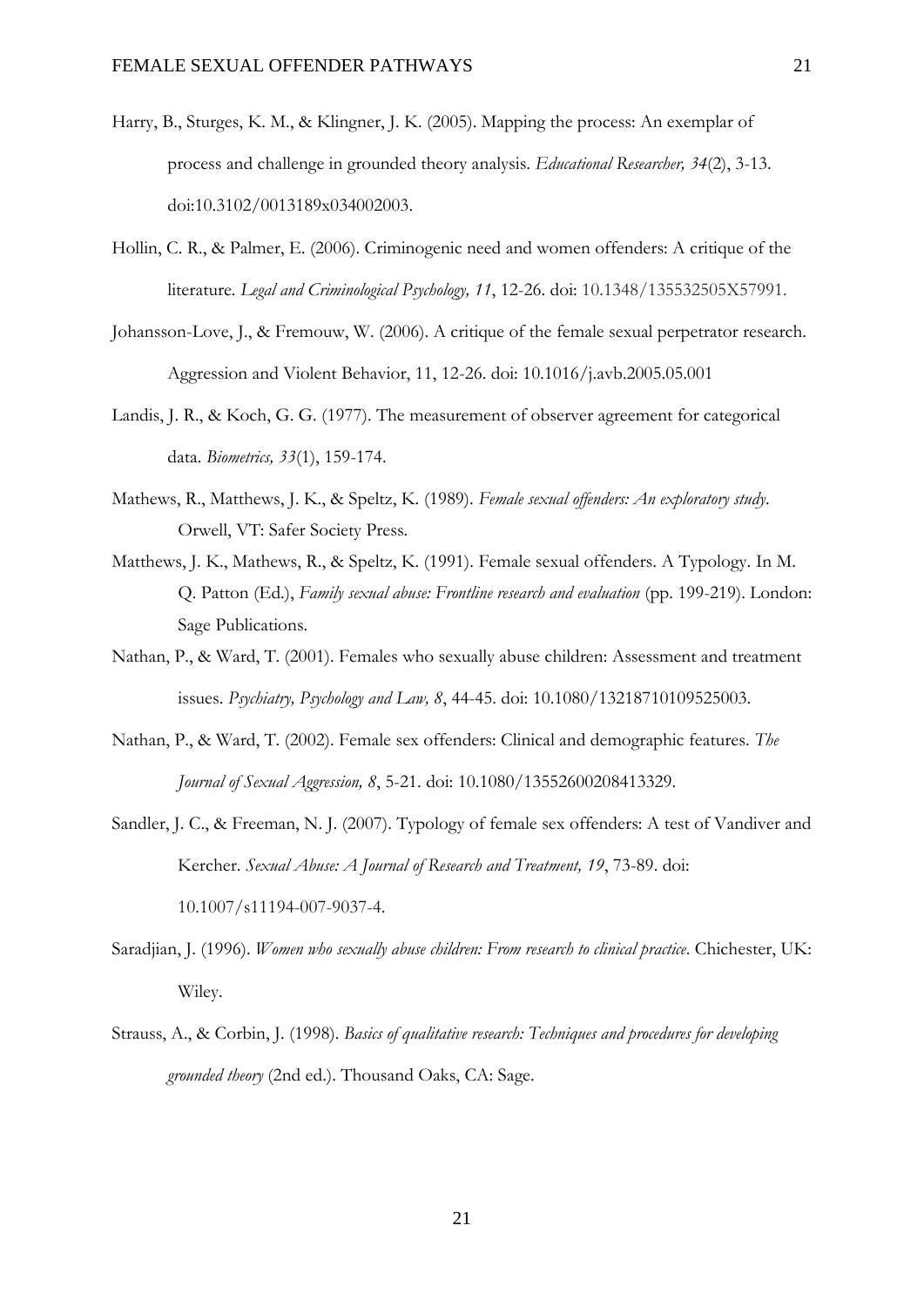Harry, B., Sturges, K. M., & Klingner, J. K. (2005). Mapping the process: An exemplar of process and challenge in grounded theory analysis. *Educational Researcher, 34*(2), 3-13. doi:10.3102/0013189x034002003.

Hollin, C. R., & Palmer, E. (2006). Criminogenic need and women offenders: A critique of the literature. *Legal and Criminological Psychology, 11*, 12-26. doi: 10.1348/135532505X57991.

Johansson-Love, J., & Fremouw, W. (2006). A critique of the female sexual perpetrator research. Aggression and Violent Behavior, 11, 12-26. doi: 10.1016/j.avb.2005.05.001

Landis, J. R., & Koch, G. G. (1977). The measurement of observer agreement for categorical data. *Biometrics, 33*(1), 159-174.

Mathews, R., Matthews, J. K., & Speltz, K. (1989). *Female sexual offenders: An exploratory study*. Orwell, VT: Safer Society Press.

Matthews, J. K., Mathews, R., & Speltz, K. (1991). Female sexual offenders. A Typology. In M. Q. Patton (Ed.), *Family sexual abuse: Frontline research and evaluation* (pp. 199-219). London: Sage Publications.

Nathan, P., & Ward, T. (2001). Females who sexually abuse children: Assessment and treatment issues. *Psychiatry, Psychology and Law, 8*, 44-45. doi: 10.1080/13218710109525003.

Nathan, P., & Ward, T. (2002). Female sex offenders: Clinical and demographic features. *The Journal of Sexual Aggression, 8*, 5-21. doi: 10.1080/13552600208413329.

Sandler, J. C., & Freeman, N. J. (2007). Typology of female sex offenders: A test of Vandiver and Kercher. *Sexual Abuse: A Journal of Research and Treatment, 19*, 73-89. doi: 10.1007/s11194-007-9037-4.

Saradjian, J. (1996). *Women who sexually abuse children: From research to clinical practice*. Chichester, UK: Wiley.

Strauss, A., & Corbin, J. (1998). *Basics of qualitative research: Techniques and procedures for developing grounded theory* (2nd ed.). Thousand Oaks, CA: Sage.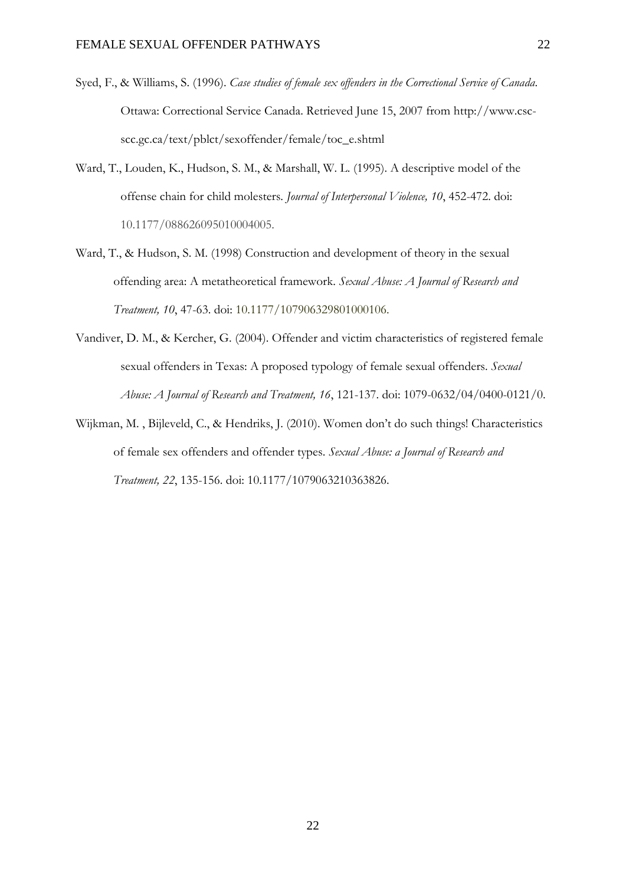Syed, F., & Williams, S. (1996). *Case studies of female sex offenders in the Correctional Service of Canada*. Ottawa: Correctional Service Canada. Retrieved June 15, 2007 from http://www.csc-scc.gc.ca/text/pblct/sexoffender/female/toc_e.shtml

Ward, T., Louden, K., Hudson, S. M., & Marshall, W. L. (1995). A descriptive model of the offense chain for child molesters. *Journal of Interpersonal Violence, 10*, 452-472. doi: 10.1177/088626095010004005.

Ward, T., & Hudson, S. M. (1998) Construction and development of theory in the sexual offending area: A metatheoretical framework. *Sexual Abuse: A Journal of Research and Treatment, 10*, 47-63. doi: 10.1177/107906329801000106.

Vandiver, D. M., & Kercher, G. (2004). Offender and victim characteristics of registered female sexual offenders in Texas: A proposed typology of female sexual offenders. *Sexual Abuse: A Journal of Research and Treatment, 16*, 121-137. doi: 1079-0632/04/0400-0121/0.

Wijkman, M. , Bijleveld, C., & Hendriks, J. (2010). Women don't do such things! Characteristics of female sex offenders and offender types. *Sexual Abuse: a Journal of Research and Treatment, 22*, 135-156. doi: 10.1177/1079063210363826.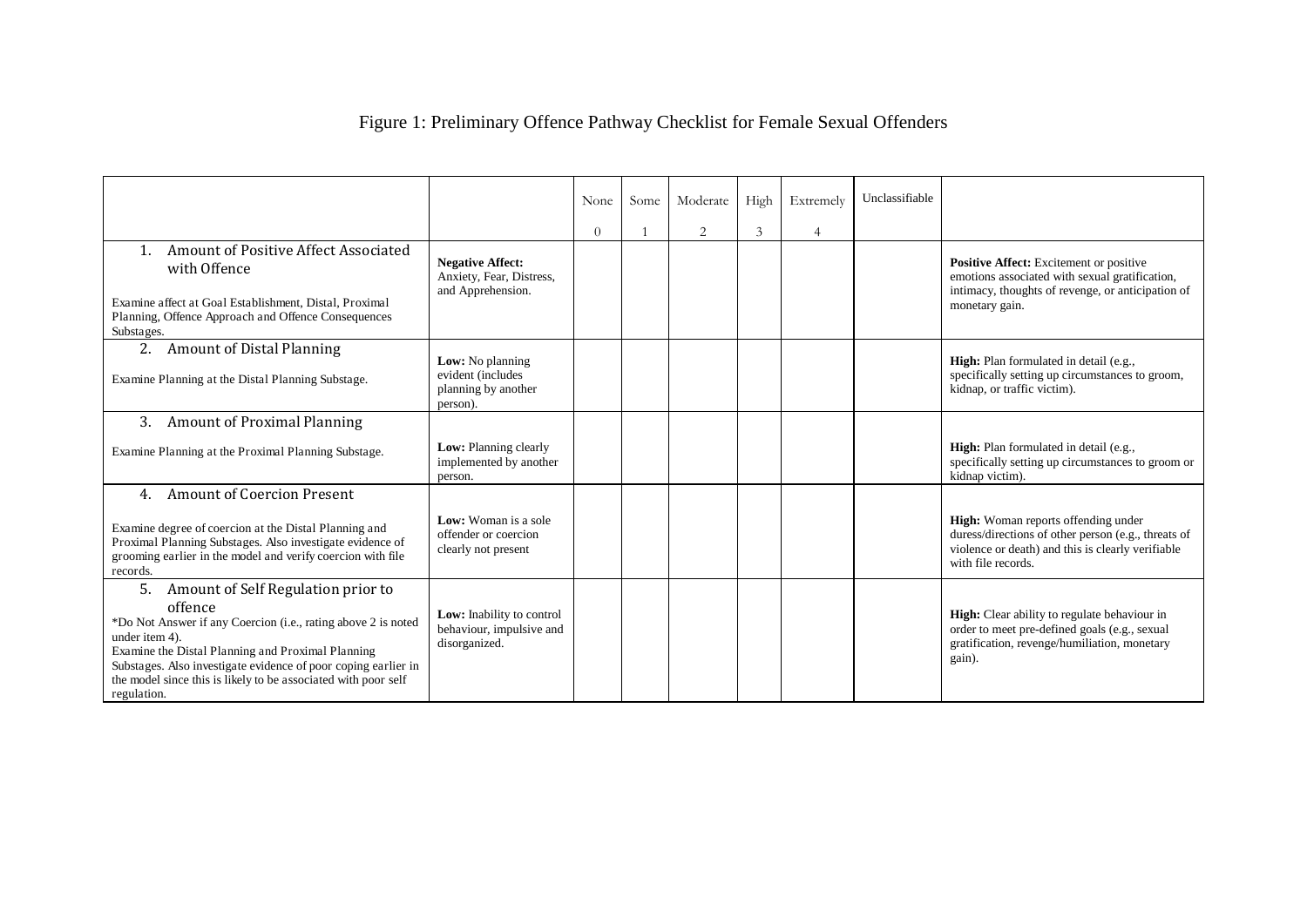Figure 1: Preliminary Offence Pathway Checklist for Female Sexual Offenders

| | | None 0 | Some 1 | Moderate 2 | High 3 | Extremely 4 | Unclassifiable | |
|---|---|---|---|---|---|---|---|---|
| 1. Amount of Positive Affect Associated with Offence<br><br>Examine affect at Goal Establishment, Distal, Proximal Planning, Offence Approach and Offence Consequences Substages. | **Negative Affect:** Anxiety, Fear, Distress, and Apprehension. | | | | | | | **Positive Affect:** Excitement or positive emotions associated with sexual gratification, intimacy, thoughts of revenge, or anticipation of monetary gain. |
| 2. Amount of Distal Planning<br><br>Examine Planning at the Distal Planning Substage. | **Low:** No planning evident (includes planning by another person). | | | | | | | **High:** Plan formulated in detail (e.g., specifically setting up circumstances to groom, kidnap, or traffic victim). |
| 3. Amount of Proximal Planning<br><br>Examine Planning at the Proximal Planning Substage. | **Low:** Planning clearly implemented by another person. | | | | | | | **High:** Plan formulated in detail (e.g., specifically setting up circumstances to groom or kidnap victim). |
| 4. Amount of Coercion Present<br><br>Examine degree of coercion at the Distal Planning and Proximal Planning Substages. Also investigate evidence of grooming earlier in the model and verify coercion with file records. | **Low:** Woman is a sole offender or coercion clearly not present | | | | | | | **High:** Woman reports offending under duress/directions of other person (e.g., threats of violence or death) and this is clearly verifiable with file records. |
| 5. Amount of Self Regulation prior to offence<br>*Do Not Answer if any Coercion (i.e., rating above 2 is noted under item 4).<br>Examine the Distal Planning and Proximal Planning Substages. Also investigate evidence of poor coping earlier in the model since this is likely to be associated with poor self regulation. | **Low:** Inability to control behaviour, impulsive and disorganized. | | | | | | | **High:** Clear ability to regulate behaviour in order to meet pre-defined goals (e.g., sexual gratification, revenge/humiliation, monetary gain). |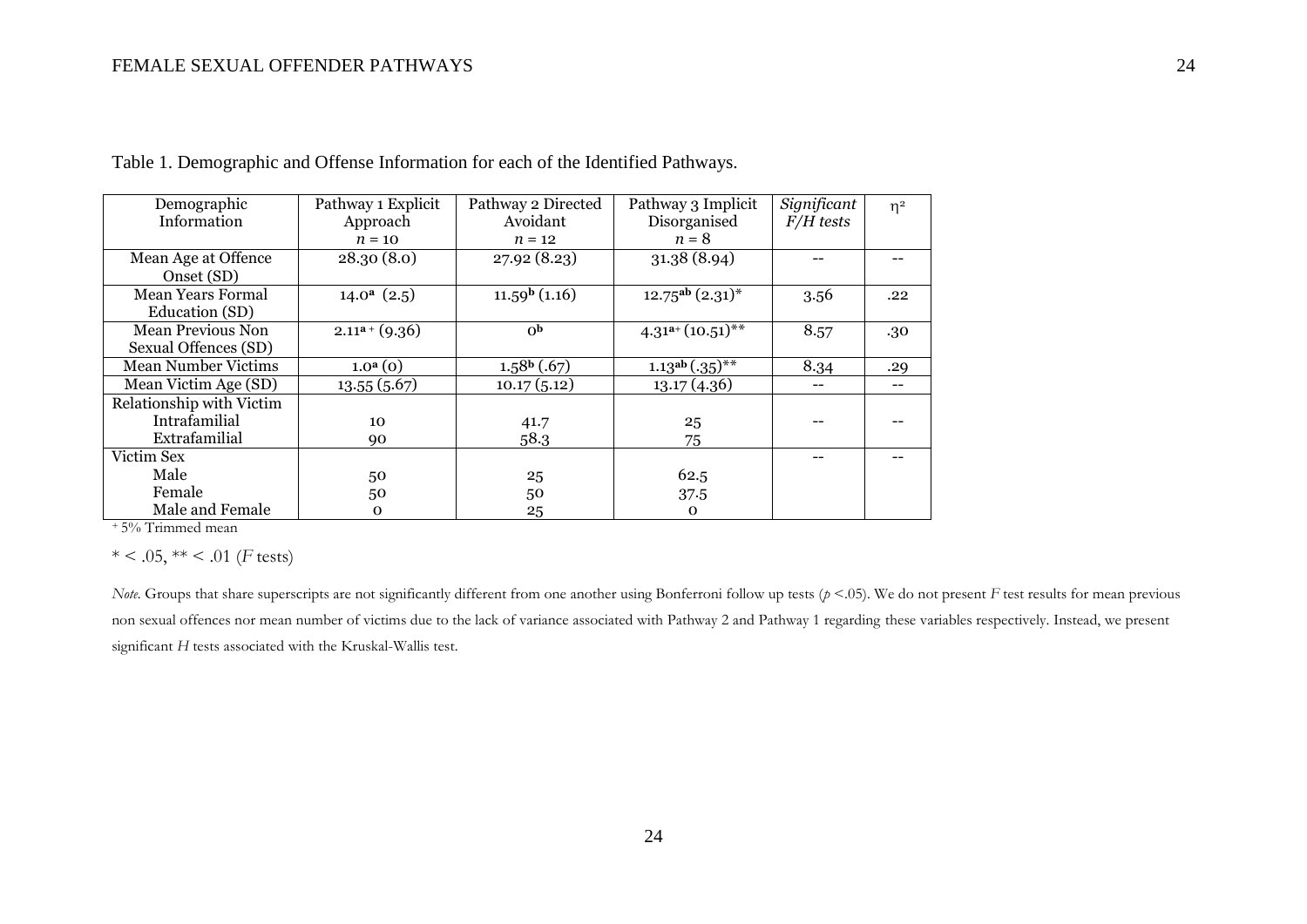Table 1. Demographic and Offense Information for each of the Identified Pathways.

| Demographic Information | Pathway 1 Explicit Approach $n = 10$ | Pathway 2 Directed Avoidant $n = 12$ | Pathway 3 Implicit Disorganised $n = 8$ | *Significant F/H tests* | $\eta^2$ |
|---|---|---|---|---|---|
| Mean Age at Offence Onset (SD) | 28.30 (8.0) | 27.92 (8.23) | 31.38 (8.94) | -- | -- |
| Mean Years Formal Education (SD) | $14.0^{\mathbf{a}}$ (2.5) | $11.59^{\mathbf{b}}$ (1.16) | $12.75^{\mathbf{ab}}$ $(2.31)^{*}$ | 3.56 | .22 |
| Mean Previous Non Sexual Offences (SD) | $2.11^{\mathbf{a}+}$ (9.36) | $0^{\mathbf{b}}$ | $4.31^{\mathbf{a}+}$ $(10.51)^{**}$ | 8.57 | .30 |
| Mean Number Victims | $1.0^{\mathbf{a}}$ (0) | $1.58^{\mathbf{b}}$ (.67) | $1.13^{\mathbf{ab}}$ $(.35)^{**}$ | 8.34 | .29 |
| Mean Victim Age (SD) | 13.55 (5.67) | 10.17 (5.12) | 13.17 (4.36) | -- | -- |
| Relationship with Victim | | | | -- | -- |
| Intrafamilial | 10 | 41.7 | 25 | | |
| Extrafamilial | 90 | 58.3 | 75 | | |
| Victim Sex | | | | -- | -- |
| Male | 50 | 25 | 62.5 | | |
| Female | 50 | 50 | 37.5 | | |
| Male and Female | 0 | 25 | 0 | | |

+ 5% Trimmed mean

* < .05, ** < .01 (*F* tests)

*Note.* Groups that share superscripts are not significantly different from one another using Bonferroni follow up tests ($p < .05$). We do not present *F* test results for mean previous non sexual offences nor mean number of victims due to the lack of variance associated with Pathway 2 and Pathway 1 regarding these variables respectively. Instead, we present significant *H* tests associated with the Kruskal-Wallis test.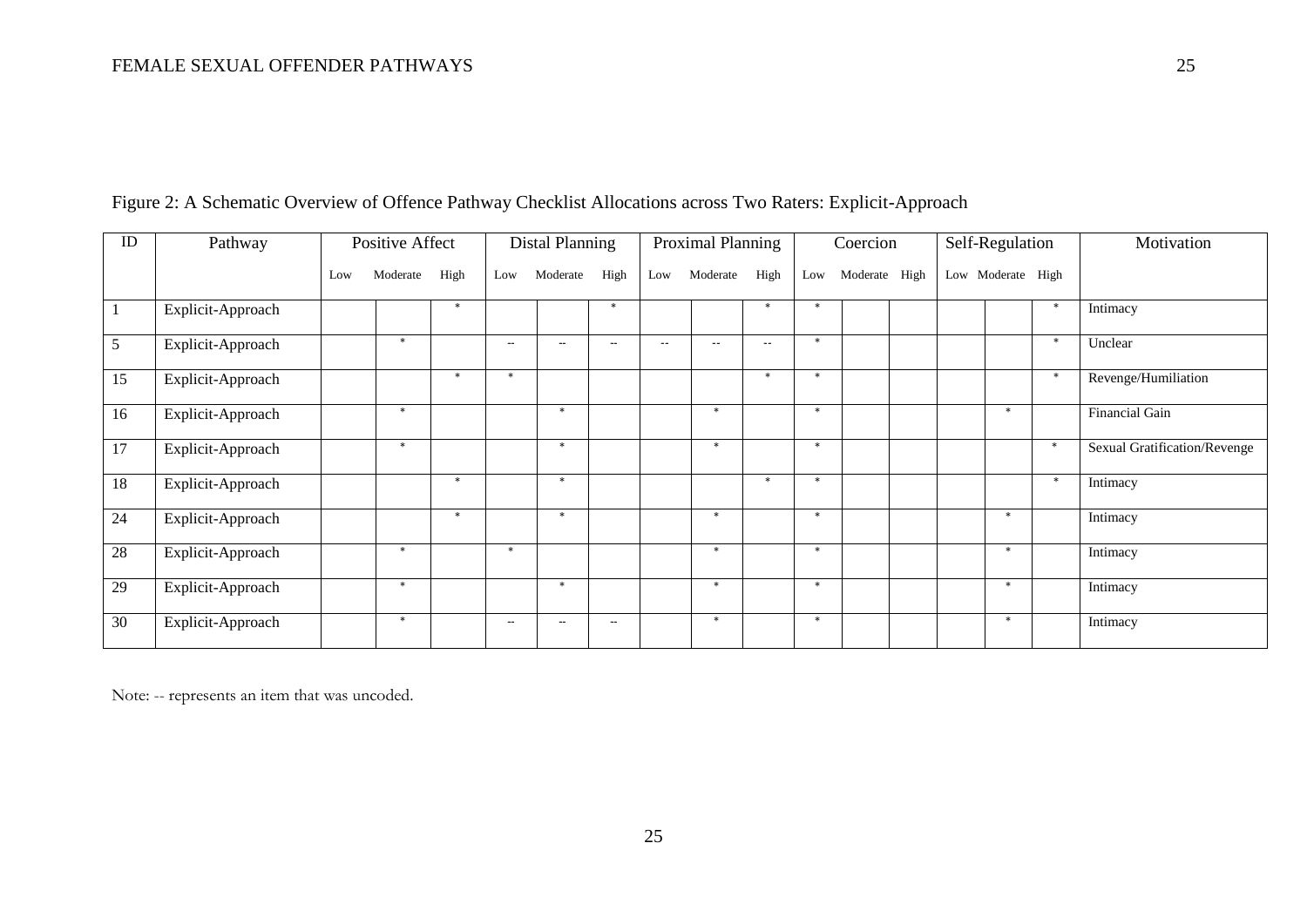Figure 2: A Schematic Overview of Offence Pathway Checklist Allocations across Two Raters: Explicit-Approach

| ID | Pathway | Positive Affect | | | Distal Planning | | | Proximal Planning | | | Coercion | | | Self-Regulation | | | Motivation |
|---|---|---|---|---|---|---|---|---|---|---|---|---|---|---|---|---|---|
| | | Low | Moderate | High | Low | Moderate | High | Low | Moderate | High | Low | Moderate | High | Low | Moderate | High | |
| 1 | Explicit-Approach | | | * | | | * | | | * | * | | | | | * | Intimacy |
| 5 | Explicit-Approach | | * | | -- | -- | -- | -- | -- | -- | * | | | | | * | Unclear |
| 15 | Explicit-Approach | | | * | * | | | | | * | * | | | | | * | Revenge/Humiliation |
| 16 | Explicit-Approach | | * | | | * | | | * | | * | | | | * | | Financial Gain |
| 17 | Explicit-Approach | | * | | | * | | | * | | * | | | | | * | Sexual Gratification/Revenge |
| 18 | Explicit-Approach | | | * | | * | | | | * | * | | | | | * | Intimacy |
| 24 | Explicit-Approach | | | * | | * | | | * | | * | | | | * | | Intimacy |
| 28 | Explicit-Approach | | * | | * | | | | * | | * | | | | * | | Intimacy |
| 29 | Explicit-Approach | | * | | | * | | | * | | * | | | | * | | Intimacy |
| 30 | Explicit-Approach | | * | | -- | -- | -- | | * | | * | | | | * | | Intimacy |

Note: -- represents an item that was uncoded.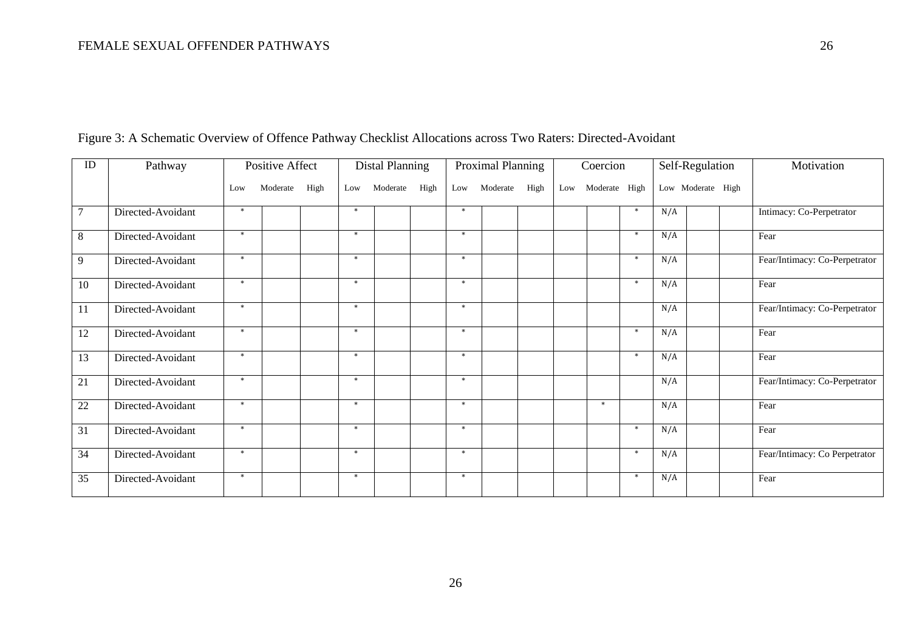Figure 3: A Schematic Overview of Offence Pathway Checklist Allocations across Two Raters: Directed-Avoidant

| ID | Pathway | Positive Affect | | | Distal Planning | | | Proximal Planning | | | Coercion | | | Self-Regulation | | | Motivation |
|---|---|---|---|---|---|---|---|---|---|---|---|---|---|---|---|---|---|
| | | Low | Moderate | High | Low | Moderate | High | Low | Moderate | High | Low | Moderate | High | Low | Moderate | High | |
| 7 | Directed-Avoidant | * | | | * | | | * | | | | | * | N/A | | | Intimacy: Co-Perpetrator |
| 8 | Directed-Avoidant | * | | | * | | | * | | | | | * | N/A | | | Fear |
| 9 | Directed-Avoidant | * | | | * | | | * | | | | | * | N/A | | | Fear/Intimacy: Co-Perpetrator |
| 10 | Directed-Avoidant | * | | | * | | | * | | | | | * | N/A | | | Fear |
| 11 | Directed-Avoidant | * | | | * | | | * | | | | | | N/A | | | Fear/Intimacy: Co-Perpetrator |
| 12 | Directed-Avoidant | * | | | * | | | * | | | | | * | N/A | | | Fear |
| 13 | Directed-Avoidant | * | | | * | | | * | | | | | * | N/A | | | Fear |
| 21 | Directed-Avoidant | * | | | * | | | * | | | | | | N/A | | | Fear/Intimacy: Co-Perpetrator |
| 22 | Directed-Avoidant | * | | | * | | | * | | | | * | | N/A | | | Fear |
| 31 | Directed-Avoidant | * | | | * | | | * | | | | | * | N/A | | | Fear |
| 34 | Directed-Avoidant | * | | | * | | | * | | | | | * | N/A | | | Fear/Intimacy: Co Perpetrator |
| 35 | Directed-Avoidant | * | | | * | | | * | | | | | * | N/A | | | Fear |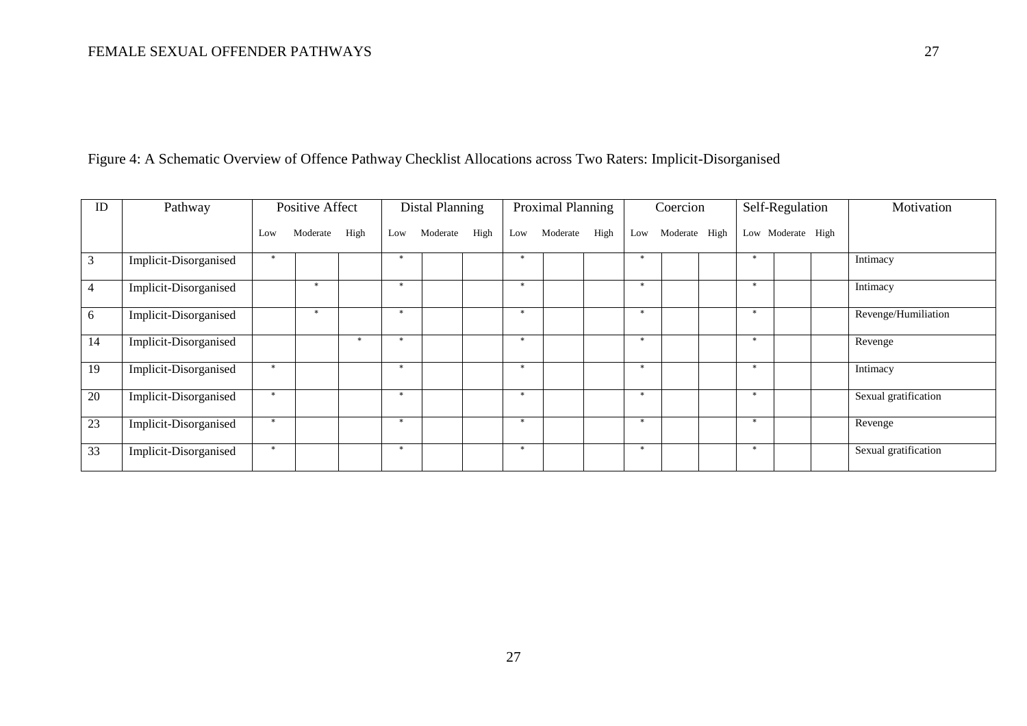Figure 4: A Schematic Overview of Offence Pathway Checklist Allocations across Two Raters: Implicit-Disorganised

| ID | Pathway | Positive Affect | | | Distal Planning | | | Proximal Planning | | | Coercion | | | Self-Regulation | | | Motivation |
|---|---|---|---|---|---|---|---|---|---|---|---|---|---|---|---|---|---|
| | | Low | Moderate | High | Low | Moderate | High | Low | Moderate | High | Low | Moderate | High | Low | Moderate | High | |
| 3 | Implicit-Disorganised | * | | | * | | | * | | | * | | | * | | | Intimacy |
| 4 | Implicit-Disorganised | | * | | * | | | * | | | * | | | * | | | Intimacy |
| 6 | Implicit-Disorganised | | * | | * | | | * | | | * | | | * | | | Revenge/Humiliation |
| 14 | Implicit-Disorganised | | | * | * | | | * | | | * | | | * | | | Revenge |
| 19 | Implicit-Disorganised | * | | | * | | | * | | | * | | | * | | | Intimacy |
| 20 | Implicit-Disorganised | * | | | * | | | * | | | * | | | * | | | Sexual gratification |
| 23 | Implicit-Disorganised | * | | | * | | | * | | | * | | | * | | | Revenge |
| 33 | Implicit-Disorganised | * | | | * | | | * | | | * | | | * | | | Sexual gratification |